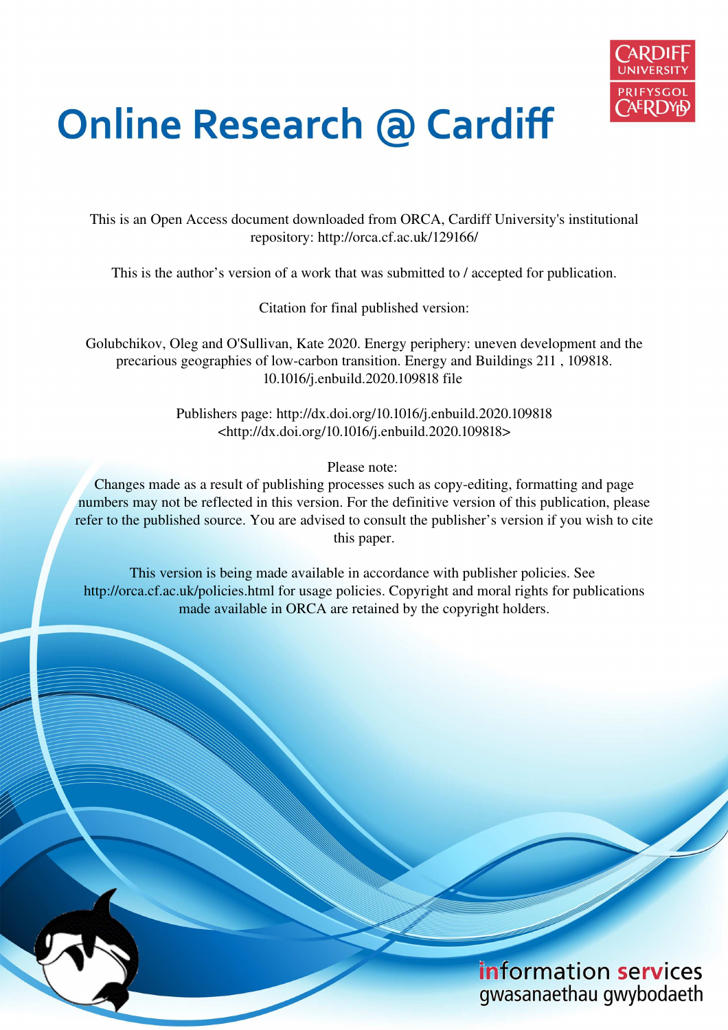# Online Research @ Cardiff

This is an Open Access document downloaded from ORCA, Cardiff University's institutional repository: http://orca.cf.ac.uk/129166/

This is the author's version of a work that was submitted to / accepted for publication.

Citation for final published version:

Golubchikov, Oleg and O'Sullivan, Kate 2020. Energy periphery: uneven development and the precarious geographies of low-carbon transition. Energy and Buildings 211 , 109818. 10.1016/j.enbuild.2020.109818 file

Publishers page: http://dx.doi.org/10.1016/j.enbuild.2020.109818 <http://dx.doi.org/10.1016/j.enbuild.2020.109818>

Please note:
Changes made as a result of publishing processes such as copy-editing, formatting and page numbers may not be reflected in this version. For the definitive version of this publication, please refer to the published source. You are advised to consult the publisher's version if you wish to cite this paper.

This version is being made available in accordance with publisher policies. See http://orca.cf.ac.uk/policies.html for usage policies. Copyright and moral rights for publications made available in ORCA are retained by the copyright holders.

information services
gwasanaethau gwybodaeth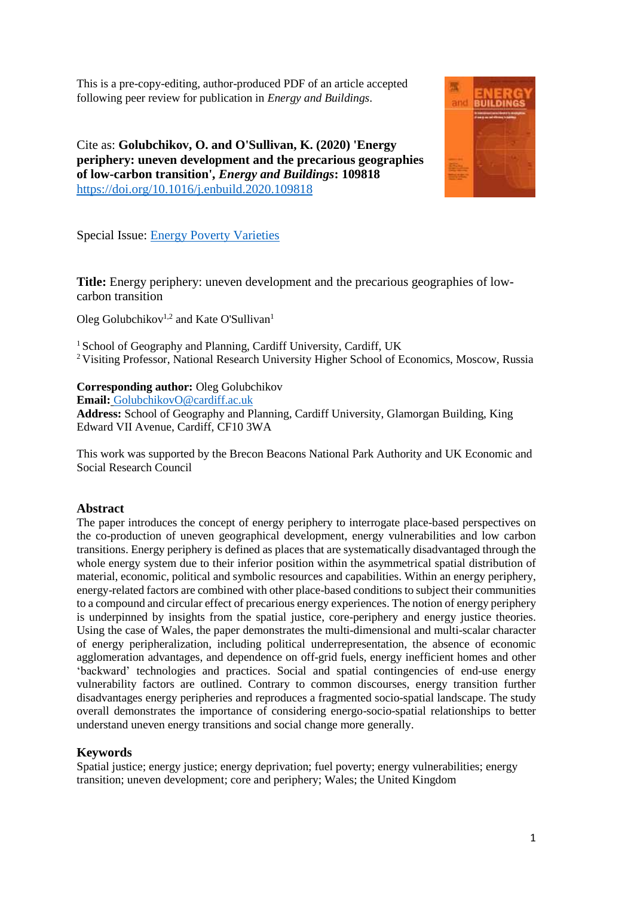This is a pre-copy-editing, author-produced PDF of an article accepted following peer review for publication in *Energy and Buildings*.

Cite as: **Golubchikov, O. and O'Sullivan, K. (2020) 'Energy periphery: uneven development and the precarious geographies of low-carbon transition', *Energy and Buildings*: 109818** https://doi.org/10.1016/j.enbuild.2020.109818

Special Issue: Energy Poverty Varieties

**Title:** Energy periphery: uneven development and the precarious geographies of low-carbon transition

Oleg Golubchikov[1,2] and Kate O'Sullivan[1]

[1] School of Geography and Planning, Cardiff University, Cardiff, UK
[2] Visiting Professor, National Research University Higher School of Economics, Moscow, Russia

**Corresponding author:** Oleg Golubchikov
**Email:** GolubchikovO@cardiff.ac.uk
**Address:** School of Geography and Planning, Cardiff University, Glamorgan Building, King Edward VII Avenue, Cardiff, CF10 3WA

This work was supported by the Brecon Beacons National Park Authority and UK Economic and Social Research Council

## Abstract

The paper introduces the concept of energy periphery to interrogate place-based perspectives on the co-production of uneven geographical development, energy vulnerabilities and low carbon transitions. Energy periphery is defined as places that are systematically disadvantaged through the whole energy system due to their inferior position within the asymmetrical spatial distribution of material, economic, political and symbolic resources and capabilities. Within an energy periphery, energy-related factors are combined with other place-based conditions to subject their communities to a compound and circular effect of precarious energy experiences. The notion of energy periphery is underpinned by insights from the spatial justice, core-periphery and energy justice theories. Using the case of Wales, the paper demonstrates the multi-dimensional and multi-scalar character of energy peripheralization, including political underrepresentation, the absence of economic agglomeration advantages, and dependence on off-grid fuels, energy inefficient homes and other 'backward' technologies and practices. Social and spatial contingencies of end-use energy vulnerability factors are outlined. Contrary to common discourses, energy transition further disadvantages energy peripheries and reproduces a fragmented socio-spatial landscape. The study overall demonstrates the importance of considering energo-socio-spatial relationships to better understand uneven energy transitions and social change more generally.

## Keywords

Spatial justice; energy justice; energy deprivation; fuel poverty; energy vulnerabilities; energy transition; uneven development; core and periphery; Wales; the United Kingdom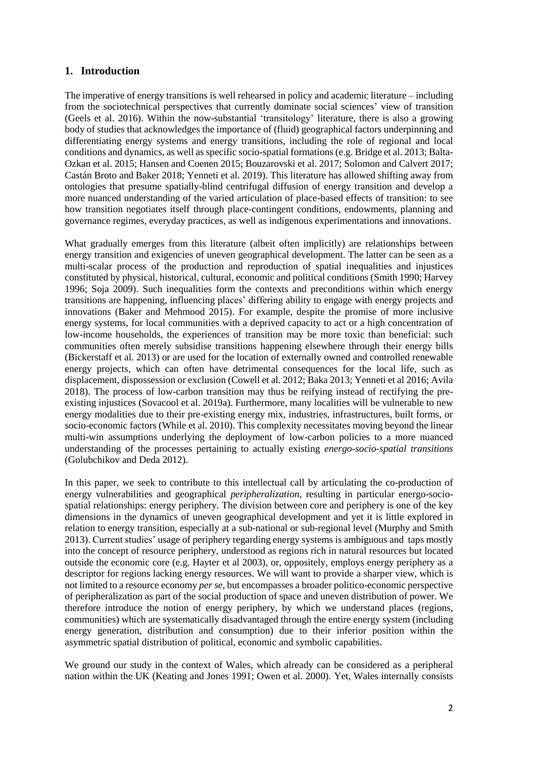## 1. Introduction

The imperative of energy transitions is well rehearsed in policy and academic literature – including from the sociotechnical perspectives that currently dominate social sciences' view of transition (Geels et al. 2016). Within the now-substantial 'transitology' literature, there is also a growing body of studies that acknowledges the importance of (fluid) geographical factors underpinning and differentiating energy systems and energy transitions, including the role of regional and local conditions and dynamics, as well as specific socio-spatial formations (e.g. Bridge et al. 2013; Balta-Ozkan et al. 2015; Hansen and Coenen 2015; Bouzarovski et al. 2017; Solomon and Calvert 2017; Castán Broto and Baker 2018; Yenneti et al. 2019). This literature has allowed shifting away from ontologies that presume spatially-blind centrifugal diffusion of energy transition and develop a more nuanced understanding of the varied articulation of place-based effects of transition: to see how transition negotiates itself through place-contingent conditions, endowments, planning and governance regimes, everyday practices, as well as indigenous experimentations and innovations.

What gradually emerges from this literature (albeit often implicitly) are relationships between energy transition and exigencies of uneven geographical development. The latter can be seen as a multi-scalar process of the production and reproduction of spatial inequalities and injustices constituted by physical, historical, cultural, economic and political conditions (Smith 1990; Harvey 1996; Soja 2009). Such inequalities form the contexts and preconditions within which energy transitions are happening, influencing places' differing ability to engage with energy projects and innovations (Baker and Mehmood 2015). For example, despite the promise of more inclusive energy systems, for local communities with a deprived capacity to act or a high concentration of low-income households, the experiences of transition may be more toxic than beneficial: such communities often merely subsidise transitions happening elsewhere through their energy bills (Bickerstaff et al. 2013) or are used for the location of externally owned and controlled renewable energy projects, which can often have detrimental consequences for the local life, such as displacement, dispossession or exclusion (Cowell et al. 2012; Baka 2013; Yenneti et al 2016; Avila 2018). The process of low-carbon transition may thus be reifying instead of rectifying the pre-existing injustices (Sovacool et al. 2019a). Furthermore, many localities will be vulnerable to new energy modalities due to their pre-existing energy mix, industries, infrastructures, built forms, or socio-economic factors (While et al. 2010). This complexity necessitates moving beyond the linear multi-win assumptions underlying the deployment of low-carbon policies to a more nuanced understanding of the processes pertaining to actually existing *energo-socio-spatial transitions* (Golubchikov and Deda 2012).

In this paper, we seek to contribute to this intellectual call by articulating the co-production of energy vulnerabilities and geographical *peripheralization*, resulting in particular energo-socio-spatial relationships: energy periphery. The division between core and periphery is one of the key dimensions in the dynamics of uneven geographical development and yet it is little explored in relation to energy transition, especially at a sub-national or sub-regional level (Murphy and Smith 2013). Current studies' usage of periphery regarding energy systems is ambiguous and taps mostly into the concept of resource periphery, understood as regions rich in natural resources but located outside the economic core (e.g. Hayter et al 2003), or, oppositely, employs energy periphery as a descriptor for regions lacking energy resources. We will want to provide a sharper view, which is not limited to a resource economy *per se*, but encompasses a broader politico-economic perspective of peripheralization as part of the social production of space and uneven distribution of power. We therefore introduce the notion of energy periphery, by which we understand places (regions, communities) which are systematically disadvantaged through the entire energy system (including energy generation, distribution and consumption) due to their inferior position within the asymmetric spatial distribution of political, economic and symbolic capabilities.

We ground our study in the context of Wales, which already can be considered as a peripheral nation within the UK (Keating and Jones 1991; Owen et al. 2000). Yet, Wales internally consists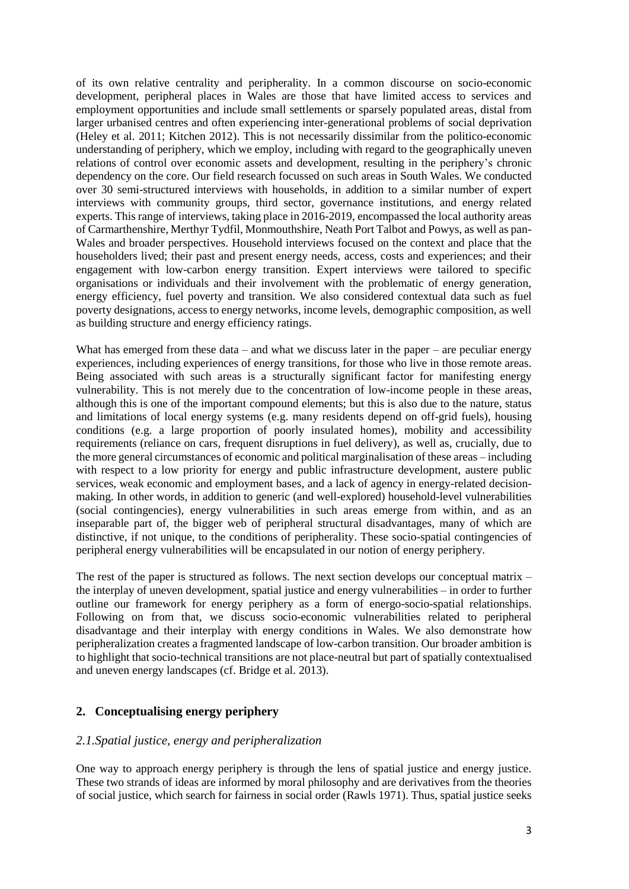of its own relative centrality and peripherality. In a common discourse on socio-economic development, peripheral places in Wales are those that have limited access to services and employment opportunities and include small settlements or sparsely populated areas, distal from larger urbanised centres and often experiencing inter-generational problems of social deprivation (Heley et al. 2011; Kitchen 2012). This is not necessarily dissimilar from the politico-economic understanding of periphery, which we employ, including with regard to the geographically uneven relations of control over economic assets and development, resulting in the periphery's chronic dependency on the core. Our field research focussed on such areas in South Wales. We conducted over 30 semi-structured interviews with households, in addition to a similar number of expert interviews with community groups, third sector, governance institutions, and energy related experts. This range of interviews, taking place in 2016-2019, encompassed the local authority areas of Carmarthenshire, Merthyr Tydfil, Monmouthshire, Neath Port Talbot and Powys, as well as pan-Wales and broader perspectives. Household interviews focused on the context and place that the householders lived; their past and present energy needs, access, costs and experiences; and their engagement with low-carbon energy transition. Expert interviews were tailored to specific organisations or individuals and their involvement with the problematic of energy generation, energy efficiency, fuel poverty and transition. We also considered contextual data such as fuel poverty designations, access to energy networks, income levels, demographic composition, as well as building structure and energy efficiency ratings.

What has emerged from these data – and what we discuss later in the paper – are peculiar energy experiences, including experiences of energy transitions, for those who live in those remote areas. Being associated with such areas is a structurally significant factor for manifesting energy vulnerability. This is not merely due to the concentration of low-income people in these areas, although this is one of the important compound elements; but this is also due to the nature, status and limitations of local energy systems (e.g. many residents depend on off-grid fuels), housing conditions (e.g. a large proportion of poorly insulated homes), mobility and accessibility requirements (reliance on cars, frequent disruptions in fuel delivery), as well as, crucially, due to the more general circumstances of economic and political marginalisation of these areas – including with respect to a low priority for energy and public infrastructure development, austere public services, weak economic and employment bases, and a lack of agency in energy-related decision-making. In other words, in addition to generic (and well-explored) household-level vulnerabilities (social contingencies), energy vulnerabilities in such areas emerge from within, and as an inseparable part of, the bigger web of peripheral structural disadvantages, many of which are distinctive, if not unique, to the conditions of peripherality. These socio-spatial contingencies of peripheral energy vulnerabilities will be encapsulated in our notion of energy periphery.

The rest of the paper is structured as follows. The next section develops our conceptual matrix – the interplay of uneven development, spatial justice and energy vulnerabilities – in order to further outline our framework for energy periphery as a form of energo-socio-spatial relationships. Following on from that, we discuss socio-economic vulnerabilities related to peripheral disadvantage and their interplay with energy conditions in Wales. We also demonstrate how peripheralization creates a fragmented landscape of low-carbon transition. Our broader ambition is to highlight that socio-technical transitions are not place-neutral but part of spatially contextualised and uneven energy landscapes (cf. Bridge et al. 2013).

## 2. Conceptualising energy periphery

### *2.1. Spatial justice, energy and peripheralization*

One way to approach energy periphery is through the lens of spatial justice and energy justice. These two strands of ideas are informed by moral philosophy and are derivatives from the theories of social justice, which search for fairness in social order (Rawls 1971). Thus, spatial justice seeks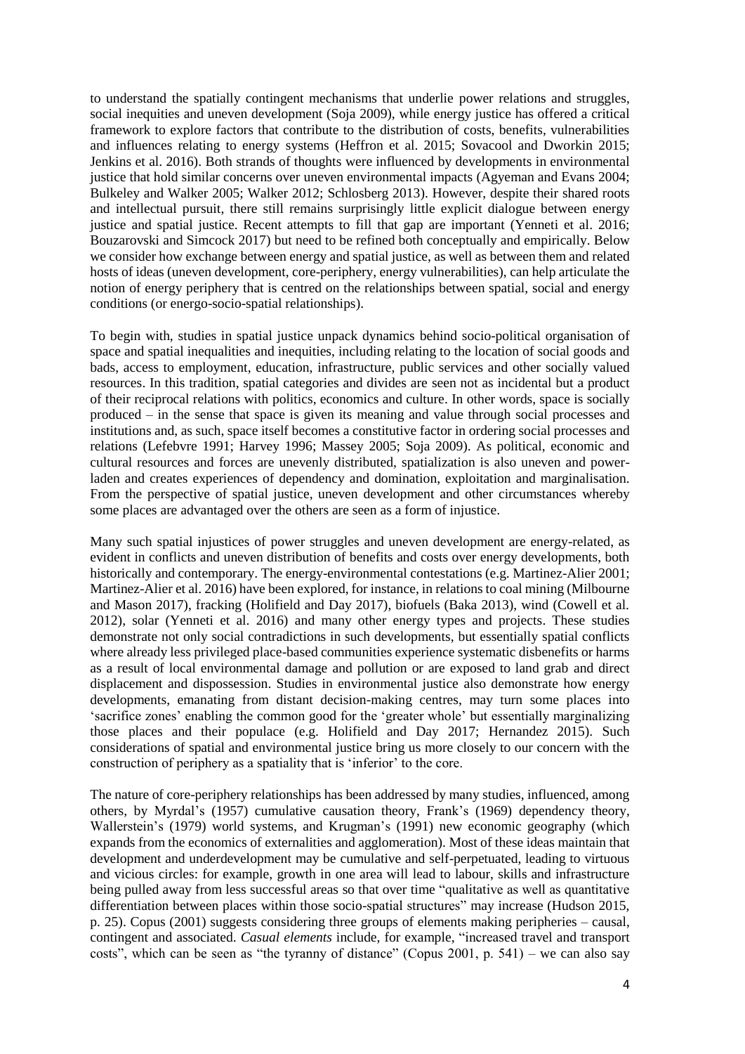to understand the spatially contingent mechanisms that underlie power relations and struggles, social inequities and uneven development (Soja 2009), while energy justice has offered a critical framework to explore factors that contribute to the distribution of costs, benefits, vulnerabilities and influences relating to energy systems (Heffron et al. 2015; Sovacool and Dworkin 2015; Jenkins et al. 2016). Both strands of thoughts were influenced by developments in environmental justice that hold similar concerns over uneven environmental impacts (Agyeman and Evans 2004; Bulkeley and Walker 2005; Walker 2012; Schlosberg 2013). However, despite their shared roots and intellectual pursuit, there still remains surprisingly little explicit dialogue between energy justice and spatial justice. Recent attempts to fill that gap are important (Yenneti et al. 2016; Bouzarovski and Simcock 2017) but need to be refined both conceptually and empirically. Below we consider how exchange between energy and spatial justice, as well as between them and related hosts of ideas (uneven development, core-periphery, energy vulnerabilities), can help articulate the notion of energy periphery that is centred on the relationships between spatial, social and energy conditions (or energo-socio-spatial relationships).

To begin with, studies in spatial justice unpack dynamics behind socio-political organisation of space and spatial inequalities and inequities, including relating to the location of social goods and bads, access to employment, education, infrastructure, public services and other socially valued resources. In this tradition, spatial categories and divides are seen not as incidental but a product of their reciprocal relations with politics, economics and culture. In other words, space is socially produced – in the sense that space is given its meaning and value through social processes and institutions and, as such, space itself becomes a constitutive factor in ordering social processes and relations (Lefebvre 1991; Harvey 1996; Massey 2005; Soja 2009). As political, economic and cultural resources and forces are unevenly distributed, spatialization is also uneven and power-laden and creates experiences of dependency and domination, exploitation and marginalisation. From the perspective of spatial justice, uneven development and other circumstances whereby some places are advantaged over the others are seen as a form of injustice.

Many such spatial injustices of power struggles and uneven development are energy-related, as evident in conflicts and uneven distribution of benefits and costs over energy developments, both historically and contemporary. The energy-environmental contestations (e.g. Martinez-Alier 2001; Martinez-Alier et al. 2016) have been explored, for instance, in relations to coal mining (Milbourne and Mason 2017), fracking (Holifield and Day 2017), biofuels (Baka 2013), wind (Cowell et al. 2012), solar (Yenneti et al. 2016) and many other energy types and projects. These studies demonstrate not only social contradictions in such developments, but essentially spatial conflicts where already less privileged place-based communities experience systematic disbenefits or harms as a result of local environmental damage and pollution or are exposed to land grab and direct displacement and dispossession. Studies in environmental justice also demonstrate how energy developments, emanating from distant decision-making centres, may turn some places into 'sacrifice zones' enabling the common good for the 'greater whole' but essentially marginalizing those places and their populace (e.g. Holifield and Day 2017; Hernandez 2015). Such considerations of spatial and environmental justice bring us more closely to our concern with the construction of periphery as a spatiality that is 'inferior' to the core.

The nature of core-periphery relationships has been addressed by many studies, influenced, among others, by Myrdal's (1957) cumulative causation theory, Frank's (1969) dependency theory, Wallerstein's (1979) world systems, and Krugman's (1991) new economic geography (which expands from the economics of externalities and agglomeration). Most of these ideas maintain that development and underdevelopment may be cumulative and self-perpetuated, leading to virtuous and vicious circles: for example, growth in one area will lead to labour, skills and infrastructure being pulled away from less successful areas so that over time "qualitative as well as quantitative differentiation between places within those socio-spatial structures" may increase (Hudson 2015, p. 25). Copus (2001) suggests considering three groups of elements making peripheries – causal, contingent and associated. *Casual elements* include, for example, "increased travel and transport costs", which can be seen as "the tyranny of distance" (Copus 2001, p. 541) – we can also say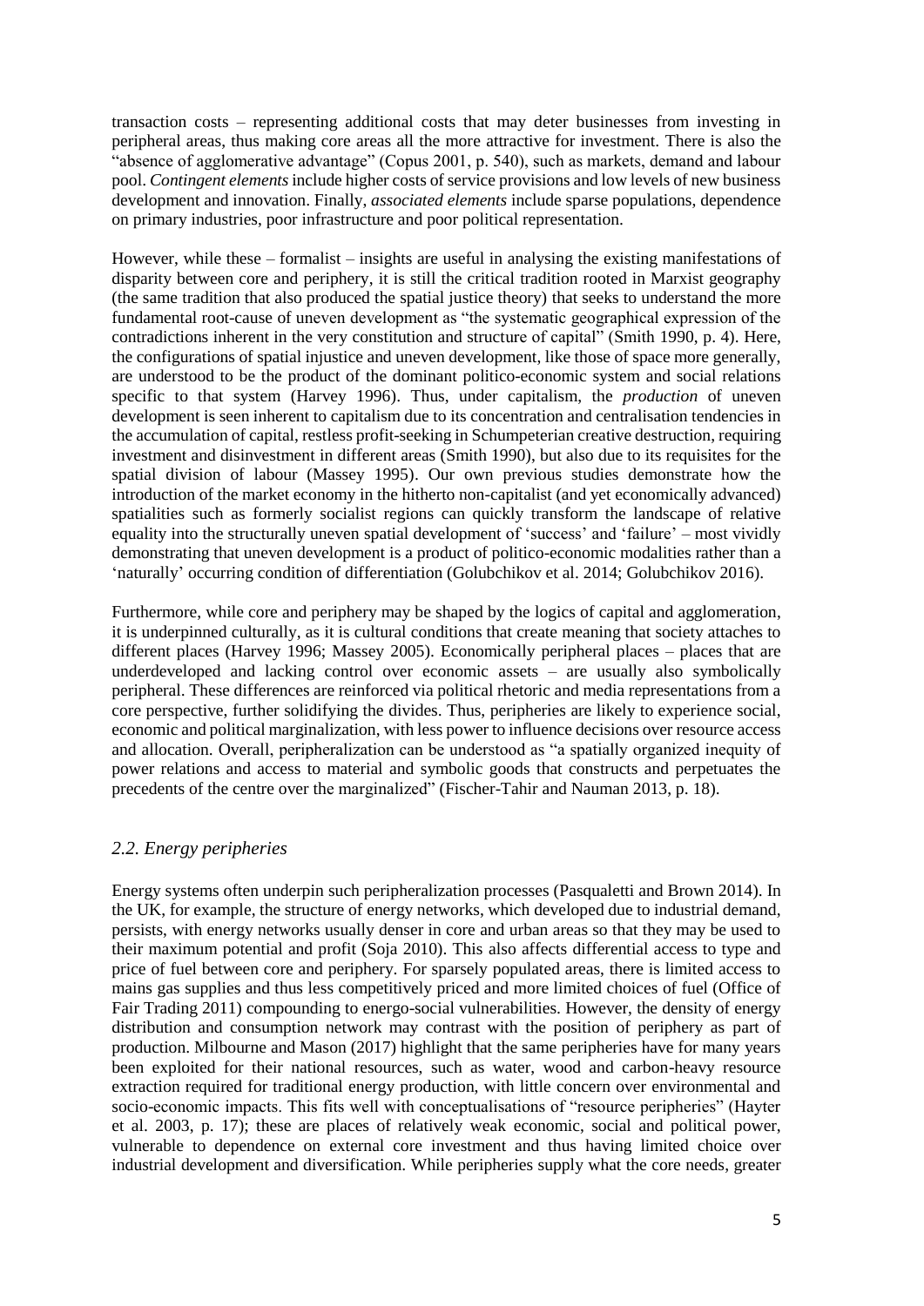transaction costs – representing additional costs that may deter businesses from investing in peripheral areas, thus making core areas all the more attractive for investment. There is also the "absence of agglomerative advantage" (Copus 2001, p. 540), such as markets, demand and labour pool. *Contingent elements* include higher costs of service provisions and low levels of new business development and innovation. Finally, *associated elements* include sparse populations, dependence on primary industries, poor infrastructure and poor political representation.

However, while these – formalist – insights are useful in analysing the existing manifestations of disparity between core and periphery, it is still the critical tradition rooted in Marxist geography (the same tradition that also produced the spatial justice theory) that seeks to understand the more fundamental root-cause of uneven development as "the systematic geographical expression of the contradictions inherent in the very constitution and structure of capital" (Smith 1990, p. 4). Here, the configurations of spatial injustice and uneven development, like those of space more generally, are understood to be the product of the dominant politico-economic system and social relations specific to that system (Harvey 1996). Thus, under capitalism, the *production* of uneven development is seen inherent to capitalism due to its concentration and centralisation tendencies in the accumulation of capital, restless profit-seeking in Schumpeterian creative destruction, requiring investment and disinvestment in different areas (Smith 1990), but also due to its requisites for the spatial division of labour (Massey 1995). Our own previous studies demonstrate how the introduction of the market economy in the hitherto non-capitalist (and yet economically advanced) spatialities such as formerly socialist regions can quickly transform the landscape of relative equality into the structurally uneven spatial development of 'success' and 'failure' – most vividly demonstrating that uneven development is a product of politico-economic modalities rather than a 'naturally' occurring condition of differentiation (Golubchikov et al. 2014; Golubchikov 2016).

Furthermore, while core and periphery may be shaped by the logics of capital and agglomeration, it is underpinned culturally, as it is cultural conditions that create meaning that society attaches to different places (Harvey 1996; Massey 2005). Economically peripheral places – places that are underdeveloped and lacking control over economic assets – are usually also symbolically peripheral. These differences are reinforced via political rhetoric and media representations from a core perspective, further solidifying the divides. Thus, peripheries are likely to experience social, economic and political marginalization, with less power to influence decisions over resource access and allocation. Overall, peripheralization can be understood as "a spatially organized inequity of power relations and access to material and symbolic goods that constructs and perpetuates the precedents of the centre over the marginalized" (Fischer-Tahir and Nauman 2013, p. 18).

### *2.2. Energy peripheries*

Energy systems often underpin such peripheralization processes (Pasqualetti and Brown 2014). In the UK, for example, the structure of energy networks, which developed due to industrial demand, persists, with energy networks usually denser in core and urban areas so that they may be used to their maximum potential and profit (Soja 2010). This also affects differential access to type and price of fuel between core and periphery. For sparsely populated areas, there is limited access to mains gas supplies and thus less competitively priced and more limited choices of fuel (Office of Fair Trading 2011) compounding to energo-social vulnerabilities. However, the density of energy distribution and consumption network may contrast with the position of periphery as part of production. Milbourne and Mason (2017) highlight that the same peripheries have for many years been exploited for their national resources, such as water, wood and carbon-heavy resource extraction required for traditional energy production, with little concern over environmental and socio-economic impacts. This fits well with conceptualisations of "resource peripheries" (Hayter et al. 2003, p. 17); these are places of relatively weak economic, social and political power, vulnerable to dependence on external core investment and thus having limited choice over industrial development and diversification. While peripheries supply what the core needs, greater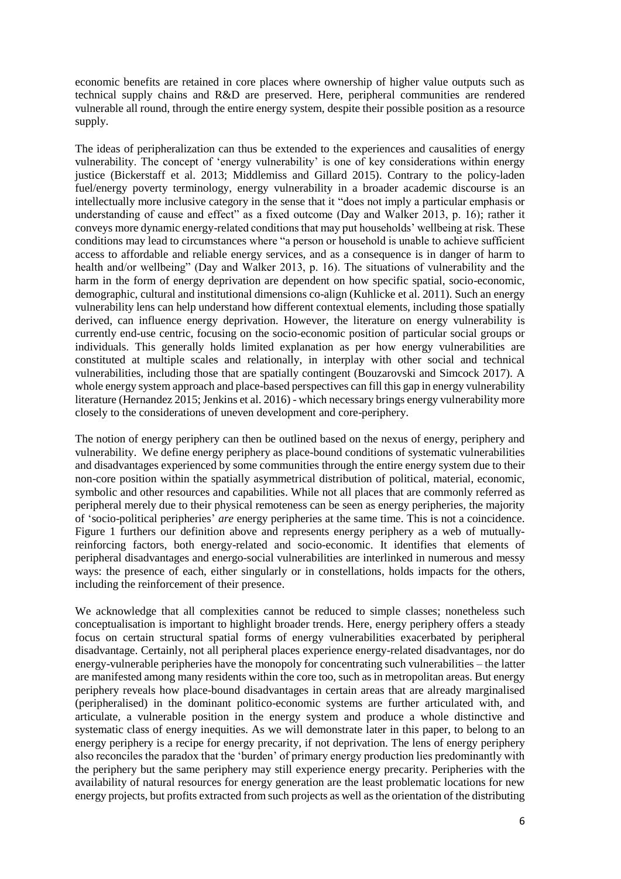economic benefits are retained in core places where ownership of higher value outputs such as technical supply chains and R&D are preserved. Here, peripheral communities are rendered vulnerable all round, through the entire energy system, despite their possible position as a resource supply.

The ideas of peripheralization can thus be extended to the experiences and causalities of energy vulnerability. The concept of 'energy vulnerability' is one of key considerations within energy justice (Bickerstaff et al. 2013; Middlemiss and Gillard 2015). Contrary to the policy-laden fuel/energy poverty terminology, energy vulnerability in a broader academic discourse is an intellectually more inclusive category in the sense that it "does not imply a particular emphasis or understanding of cause and effect" as a fixed outcome (Day and Walker 2013, p. 16); rather it conveys more dynamic energy-related conditions that may put households' wellbeing at risk. These conditions may lead to circumstances where "a person or household is unable to achieve sufficient access to affordable and reliable energy services, and as a consequence is in danger of harm to health and/or wellbeing" (Day and Walker 2013, p. 16). The situations of vulnerability and the harm in the form of energy deprivation are dependent on how specific spatial, socio-economic, demographic, cultural and institutional dimensions co-align (Kuhlicke et al. 2011). Such an energy vulnerability lens can help understand how different contextual elements, including those spatially derived, can influence energy deprivation. However, the literature on energy vulnerability is currently end-use centric, focusing on the socio-economic position of particular social groups or individuals. This generally holds limited explanation as per how energy vulnerabilities are constituted at multiple scales and relationally, in interplay with other social and technical vulnerabilities, including those that are spatially contingent (Bouzarovski and Simcock 2017). A whole energy system approach and place-based perspectives can fill this gap in energy vulnerability literature (Hernandez 2015; Jenkins et al. 2016) - which necessary brings energy vulnerability more closely to the considerations of uneven development and core-periphery.

The notion of energy periphery can then be outlined based on the nexus of energy, periphery and vulnerability. We define energy periphery as place-bound conditions of systematic vulnerabilities and disadvantages experienced by some communities through the entire energy system due to their non-core position within the spatially asymmetrical distribution of political, material, economic, symbolic and other resources and capabilities. While not all places that are commonly referred as peripheral merely due to their physical remoteness can be seen as energy peripheries, the majority of 'socio-political peripheries' *are* energy peripheries at the same time. This is not a coincidence. Figure 1 furthers our definition above and represents energy periphery as a web of mutually-reinforcing factors, both energy-related and socio-economic. It identifies that elements of peripheral disadvantages and energo-social vulnerabilities are interlinked in numerous and messy ways: the presence of each, either singularly or in constellations, holds impacts for the others, including the reinforcement of their presence.

We acknowledge that all complexities cannot be reduced to simple classes; nonetheless such conceptualisation is important to highlight broader trends. Here, energy periphery offers a steady focus on certain structural spatial forms of energy vulnerabilities exacerbated by peripheral disadvantage. Certainly, not all peripheral places experience energy-related disadvantages, nor do energy-vulnerable peripheries have the monopoly for concentrating such vulnerabilities – the latter are manifested among many residents within the core too, such as in metropolitan areas. But energy periphery reveals how place-bound disadvantages in certain areas that are already marginalised (peripheralised) in the dominant politico-economic systems are further articulated with, and articulate, a vulnerable position in the energy system and produce a whole distinctive and systematic class of energy inequities. As we will demonstrate later in this paper, to belong to an energy periphery is a recipe for energy precarity, if not deprivation. The lens of energy periphery also reconciles the paradox that the 'burden' of primary energy production lies predominantly with the periphery but the same periphery may still experience energy precarity. Peripheries with the availability of natural resources for energy generation are the least problematic locations for new energy projects, but profits extracted from such projects as well as the orientation of the distributing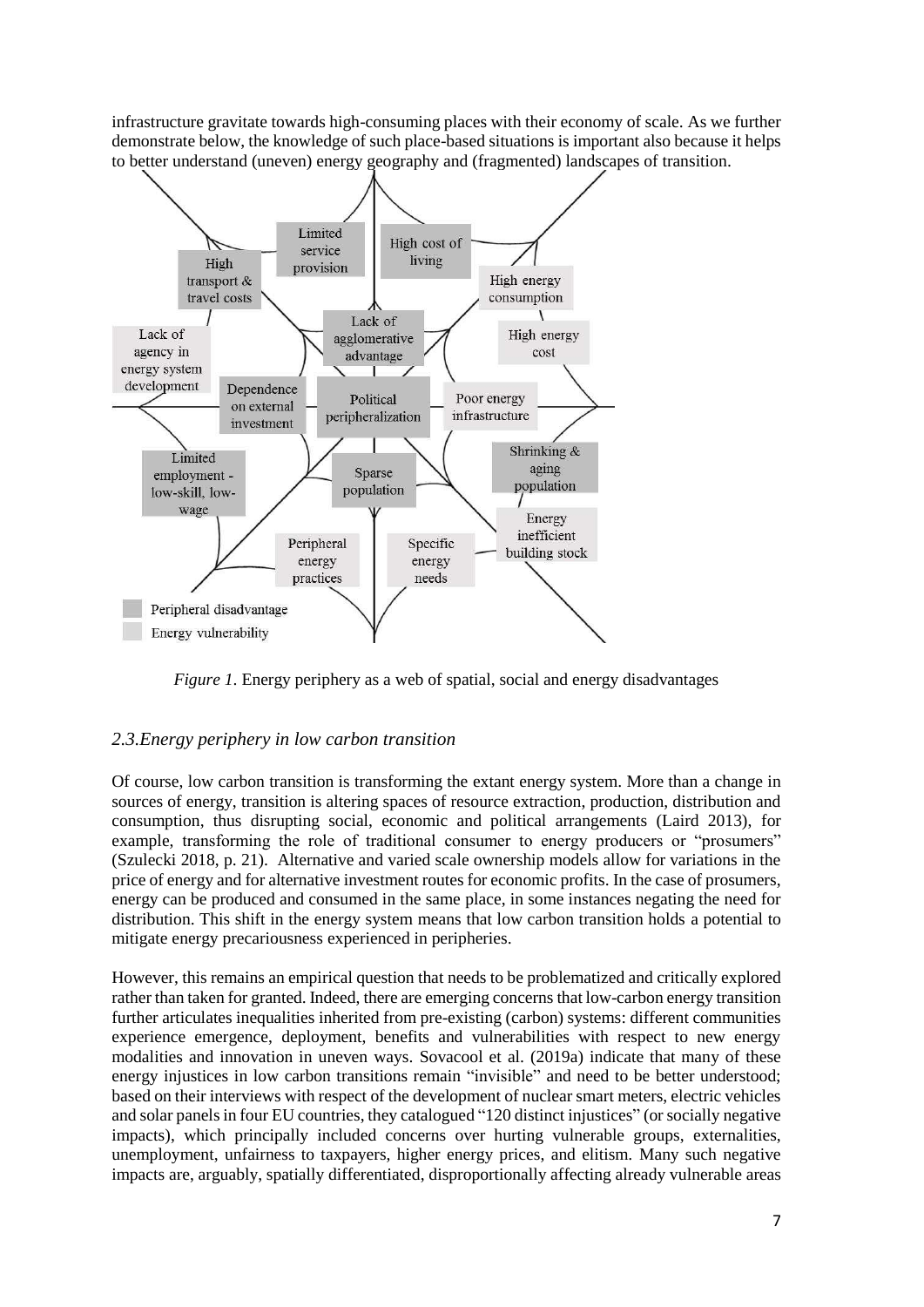infrastructure gravitate towards high-consuming places with their economy of scale. As we further demonstrate below, the knowledge of such place-based situations is important also because it helps to better understand (uneven) energy geography and (fragmented) landscapes of transition.

Limited service provision

High cost of living

High transport & travel costs

High energy consumption

Lack of agglomerative advantage

High energy cost

Lack of agency in energy system development

Dependence on external investment

Political peripheralization

Poor energy infrastructure

Shrinking & aging population

Limited employment - low-skill, low-wage

Sparse population

Energy inefficient building stock

Peripheral energy practices

Specific energy needs

Peripheral disadvantage

Energy vulnerability

*Figure 1.* Energy periphery as a web of spatial, social and energy disadvantages

## *2.3.Energy periphery in low carbon transition*

Of course, low carbon transition is transforming the extant energy system. More than a change in sources of energy, transition is altering spaces of resource extraction, production, distribution and consumption, thus disrupting social, economic and political arrangements (Laird 2013), for example, transforming the role of traditional consumer to energy producers or "prosumers" (Szulecki 2018, p. 21). Alternative and varied scale ownership models allow for variations in the price of energy and for alternative investment routes for economic profits. In the case of prosumers, energy can be produced and consumed in the same place, in some instances negating the need for distribution. This shift in the energy system means that low carbon transition holds a potential to mitigate energy precariousness experienced in peripheries.

However, this remains an empirical question that needs to be problematized and critically explored rather than taken for granted. Indeed, there are emerging concerns that low-carbon energy transition further articulates inequalities inherited from pre-existing (carbon) systems: different communities experience emergence, deployment, benefits and vulnerabilities with respect to new energy modalities and innovation in uneven ways. Sovacool et al. (2019a) indicate that many of these energy injustices in low carbon transitions remain "invisible" and need to be better understood; based on their interviews with respect of the development of nuclear smart meters, electric vehicles and solar panels in four EU countries, they catalogued "120 distinct injustices" (or socially negative impacts), which principally included concerns over hurting vulnerable groups, externalities, unemployment, unfairness to taxpayers, higher energy prices, and elitism. Many such negative impacts are, arguably, spatially differentiated, disproportionally affecting already vulnerable areas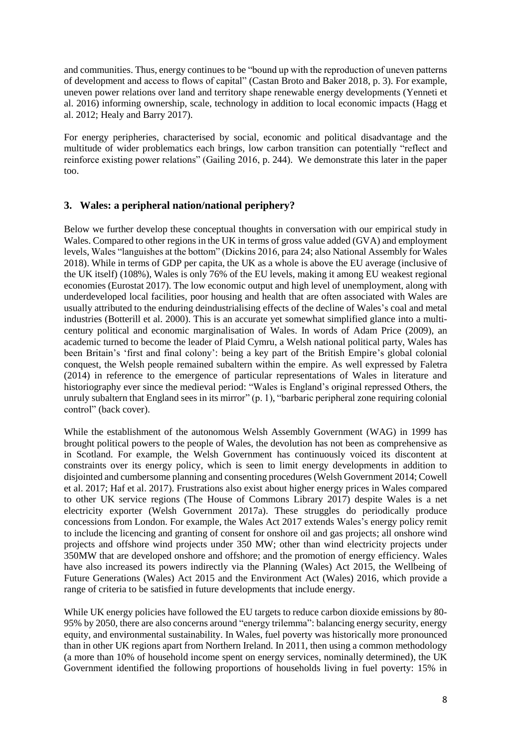and communities. Thus, energy continues to be "bound up with the reproduction of uneven patterns of development and access to flows of capital" (Castan Broto and Baker 2018, p. 3). For example, uneven power relations over land and territory shape renewable energy developments (Yenneti et al. 2016) informing ownership, scale, technology in addition to local economic impacts (Hagg et al. 2012; Healy and Barry 2017).

For energy peripheries, characterised by social, economic and political disadvantage and the multitude of wider problematics each brings, low carbon transition can potentially "reflect and reinforce existing power relations" (Gailing 2016, p. 244). We demonstrate this later in the paper too.

## 3. Wales: a peripheral nation/national periphery?

Below we further develop these conceptual thoughts in conversation with our empirical study in Wales. Compared to other regions in the UK in terms of gross value added (GVA) and employment levels, Wales "languishes at the bottom" (Dickins 2016, para 24; also National Assembly for Wales 2018). While in terms of GDP per capita, the UK as a whole is above the EU average (inclusive of the UK itself) (108%), Wales is only 76% of the EU levels, making it among EU weakest regional economies (Eurostat 2017). The low economic output and high level of unemployment, along with underdeveloped local facilities, poor housing and health that are often associated with Wales are usually attributed to the enduring deindustrialising effects of the decline of Wales's coal and metal industries (Botterill et al. 2000). This is an accurate yet somewhat simplified glance into a multi-century political and economic marginalisation of Wales. In words of Adam Price (2009), an academic turned to become the leader of Plaid Cymru, a Welsh national political party, Wales has been Britain's 'first and final colony': being a key part of the British Empire's global colonial conquest, the Welsh people remained subaltern within the empire. As well expressed by Faletra (2014) in reference to the emergence of particular representations of Wales in literature and historiography ever since the medieval period: "Wales is England's original repressed Others, the unruly subaltern that England sees in its mirror" (p. 1), "barbaric peripheral zone requiring colonial control" (back cover).

While the establishment of the autonomous Welsh Assembly Government (WAG) in 1999 has brought political powers to the people of Wales, the devolution has not been as comprehensive as in Scotland. For example, the Welsh Government has continuously voiced its discontent at constraints over its energy policy, which is seen to limit energy developments in addition to disjointed and cumbersome planning and consenting procedures (Welsh Government 2014; Cowell et al. 2017; Haf et al. 2017). Frustrations also exist about higher energy prices in Wales compared to other UK service regions (The House of Commons Library 2017) despite Wales is a net electricity exporter (Welsh Government 2017a). These struggles do periodically produce concessions from London. For example, the Wales Act 2017 extends Wales's energy policy remit to include the licencing and granting of consent for onshore oil and gas projects; all onshore wind projects and offshore wind projects under 350 MW; other than wind electricity projects under 350MW that are developed onshore and offshore; and the promotion of energy efficiency. Wales have also increased its powers indirectly via the Planning (Wales) Act 2015, the Wellbeing of Future Generations (Wales) Act 2015 and the Environment Act (Wales) 2016, which provide a range of criteria to be satisfied in future developments that include energy.

While UK energy policies have followed the EU targets to reduce carbon dioxide emissions by 80-95% by 2050, there are also concerns around "energy trilemma": balancing energy security, energy equity, and environmental sustainability. In Wales, fuel poverty was historically more pronounced than in other UK regions apart from Northern Ireland. In 2011, then using a common methodology (a more than 10% of household income spent on energy services, nominally determined), the UK Government identified the following proportions of households living in fuel poverty: 15% in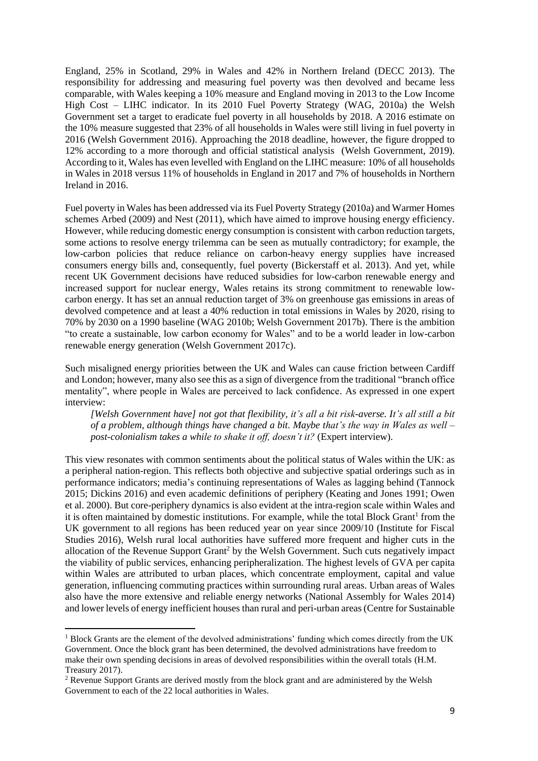England, 25% in Scotland, 29% in Wales and 42% in Northern Ireland (DECC 2013). The responsibility for addressing and measuring fuel poverty was then devolved and became less comparable, with Wales keeping a 10% measure and England moving in 2013 to the Low Income High Cost – LIHC indicator. In its 2010 Fuel Poverty Strategy (WAG, 2010a) the Welsh Government set a target to eradicate fuel poverty in all households by 2018. A 2016 estimate on the 10% measure suggested that 23% of all households in Wales were still living in fuel poverty in 2016 (Welsh Government 2016). Approaching the 2018 deadline, however, the figure dropped to 12% according to a more thorough and official statistical analysis (Welsh Government, 2019). According to it, Wales has even levelled with England on the LIHC measure: 10% of all households in Wales in 2018 versus 11% of households in England in 2017 and 7% of households in Northern Ireland in 2016.

Fuel poverty in Wales has been addressed via its Fuel Poverty Strategy (2010a) and Warmer Homes schemes Arbed (2009) and Nest (2011), which have aimed to improve housing energy efficiency. However, while reducing domestic energy consumption is consistent with carbon reduction targets, some actions to resolve energy trilemma can be seen as mutually contradictory; for example, the low-carbon policies that reduce reliance on carbon-heavy energy supplies have increased consumers energy bills and, consequently, fuel poverty (Bickerstaff et al. 2013). And yet, while recent UK Government decisions have reduced subsidies for low-carbon renewable energy and increased support for nuclear energy, Wales retains its strong commitment to renewable low-carbon energy. It has set an annual reduction target of 3% on greenhouse gas emissions in areas of devolved competence and at least a 40% reduction in total emissions in Wales by 2020, rising to 70% by 2030 on a 1990 baseline (WAG 2010b; Welsh Government 2017b). There is the ambition "to create a sustainable, low carbon economy for Wales" and to be a world leader in low-carbon renewable energy generation (Welsh Government 2017c).

Such misaligned energy priorities between the UK and Wales can cause friction between Cardiff and London; however, many also see this as a sign of divergence from the traditional "branch office mentality", where people in Wales are perceived to lack confidence. As expressed in one expert interview:

> *[Welsh Government have] not got that flexibility, it's all a bit risk-averse. It's all still a bit of a problem, although things have changed a bit. Maybe that's the way in Wales as well – post-colonialism takes a while to shake it off, doesn't it?* (Expert interview).

This view resonates with common sentiments about the political status of Wales within the UK: as a peripheral nation-region. This reflects both objective and subjective spatial orderings such as in performance indicators; media's continuing representations of Wales as lagging behind (Tannock 2015; Dickins 2016) and even academic definitions of periphery (Keating and Jones 1991; Owen et al. 2000). But core-periphery dynamics is also evident at the intra-region scale within Wales and it is often maintained by domestic institutions. For example, while the total Block Grant[1] from the UK government to all regions has been reduced year on year since 2009/10 (Institute for Fiscal Studies 2016), Welsh rural local authorities have suffered more frequent and higher cuts in the allocation of the Revenue Support Grant[2] by the Welsh Government. Such cuts negatively impact the viability of public services, enhancing peripheralization. The highest levels of GVA per capita within Wales are attributed to urban places, which concentrate employment, capital and value generation, influencing commuting practices within surrounding rural areas. Urban areas of Wales also have the more extensive and reliable energy networks (National Assembly for Wales 2014) and lower levels of energy inefficient houses than rural and peri-urban areas (Centre for Sustainable

---

[1] Block Grants are the element of the devolved administrations' funding which comes directly from the UK Government. Once the block grant has been determined, the devolved administrations have freedom to make their own spending decisions in areas of devolved responsibilities within the overall totals (H.M. Treasury 2017).

[2] Revenue Support Grants are derived mostly from the block grant and are administered by the Welsh Government to each of the 22 local authorities in Wales.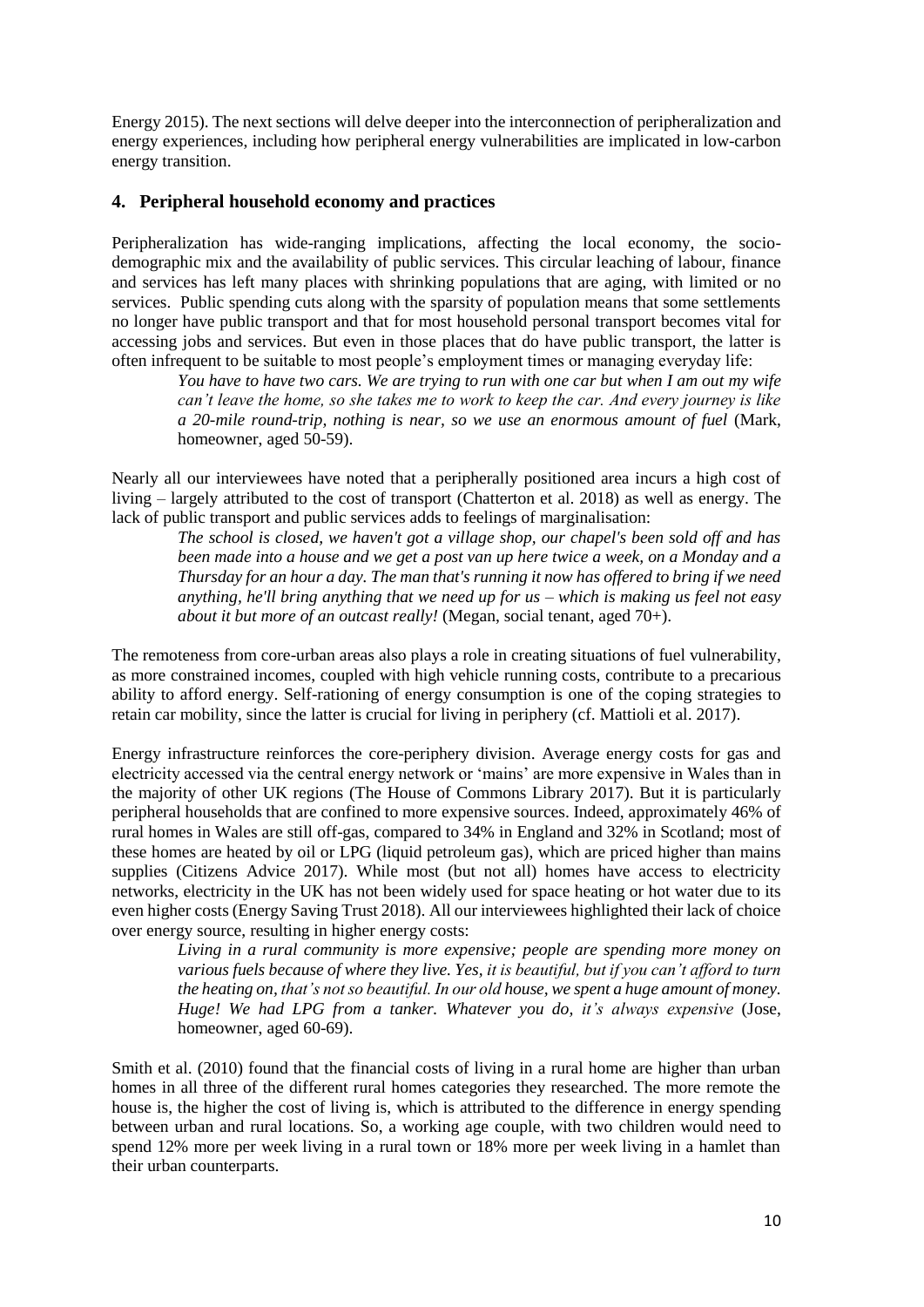Energy 2015). The next sections will delve deeper into the interconnection of peripheralization and energy experiences, including how peripheral energy vulnerabilities are implicated in low-carbon energy transition.

## 4. Peripheral household economy and practices

Peripheralization has wide-ranging implications, affecting the local economy, the socio-demographic mix and the availability of public services. This circular leaching of labour, finance and services has left many places with shrinking populations that are aging, with limited or no services. Public spending cuts along with the sparsity of population means that some settlements no longer have public transport and that for most household personal transport becomes vital for accessing jobs and services. But even in those places that do have public transport, the latter is often infrequent to be suitable to most people's employment times or managing everyday life:

> *You have to have two cars. We are trying to run with one car but when I am out my wife can't leave the home, so she takes me to work to keep the car. And every journey is like a 20-mile round-trip, nothing is near, so we use an enormous amount of fuel* (Mark, homeowner, aged 50-59).

Nearly all our interviewees have noted that a peripherally positioned area incurs a high cost of living – largely attributed to the cost of transport (Chatterton et al. 2018) as well as energy. The lack of public transport and public services adds to feelings of marginalisation:

> *The school is closed, we haven't got a village shop, our chapel's been sold off and has been made into a house and we get a post van up here twice a week, on a Monday and a Thursday for an hour a day. The man that's running it now has offered to bring if we need anything, he'll bring anything that we need up for us – which is making us feel not easy about it but more of an outcast really!* (Megan, social tenant, aged 70+).

The remoteness from core-urban areas also plays a role in creating situations of fuel vulnerability, as more constrained incomes, coupled with high vehicle running costs, contribute to a precarious ability to afford energy. Self-rationing of energy consumption is one of the coping strategies to retain car mobility, since the latter is crucial for living in periphery (cf. Mattioli et al. 2017).

Energy infrastructure reinforces the core-periphery division. Average energy costs for gas and electricity accessed via the central energy network or 'mains' are more expensive in Wales than in the majority of other UK regions (The House of Commons Library 2017). But it is particularly peripheral households that are confined to more expensive sources. Indeed, approximately 46% of rural homes in Wales are still off-gas, compared to 34% in England and 32% in Scotland; most of these homes are heated by oil or LPG (liquid petroleum gas), which are priced higher than mains supplies (Citizens Advice 2017). While most (but not all) homes have access to electricity networks, electricity in the UK has not been widely used for space heating or hot water due to its even higher costs (Energy Saving Trust 2018). All our interviewees highlighted their lack of choice over energy source, resulting in higher energy costs:

> *Living in a rural community is more expensive; people are spending more money on various fuels because of where they live. Yes, it is beautiful, but if you can't afford to turn the heating on, that's not so beautiful. In our old house, we spent a huge amount of money. Huge! We had LPG from a tanker. Whatever you do, it's always expensive* (Jose, homeowner, aged 60-69).

Smith et al. (2010) found that the financial costs of living in a rural home are higher than urban homes in all three of the different rural homes categories they researched. The more remote the house is, the higher the cost of living is, which is attributed to the difference in energy spending between urban and rural locations. So, a working age couple, with two children would need to spend 12% more per week living in a rural town or 18% more per week living in a hamlet than their urban counterparts.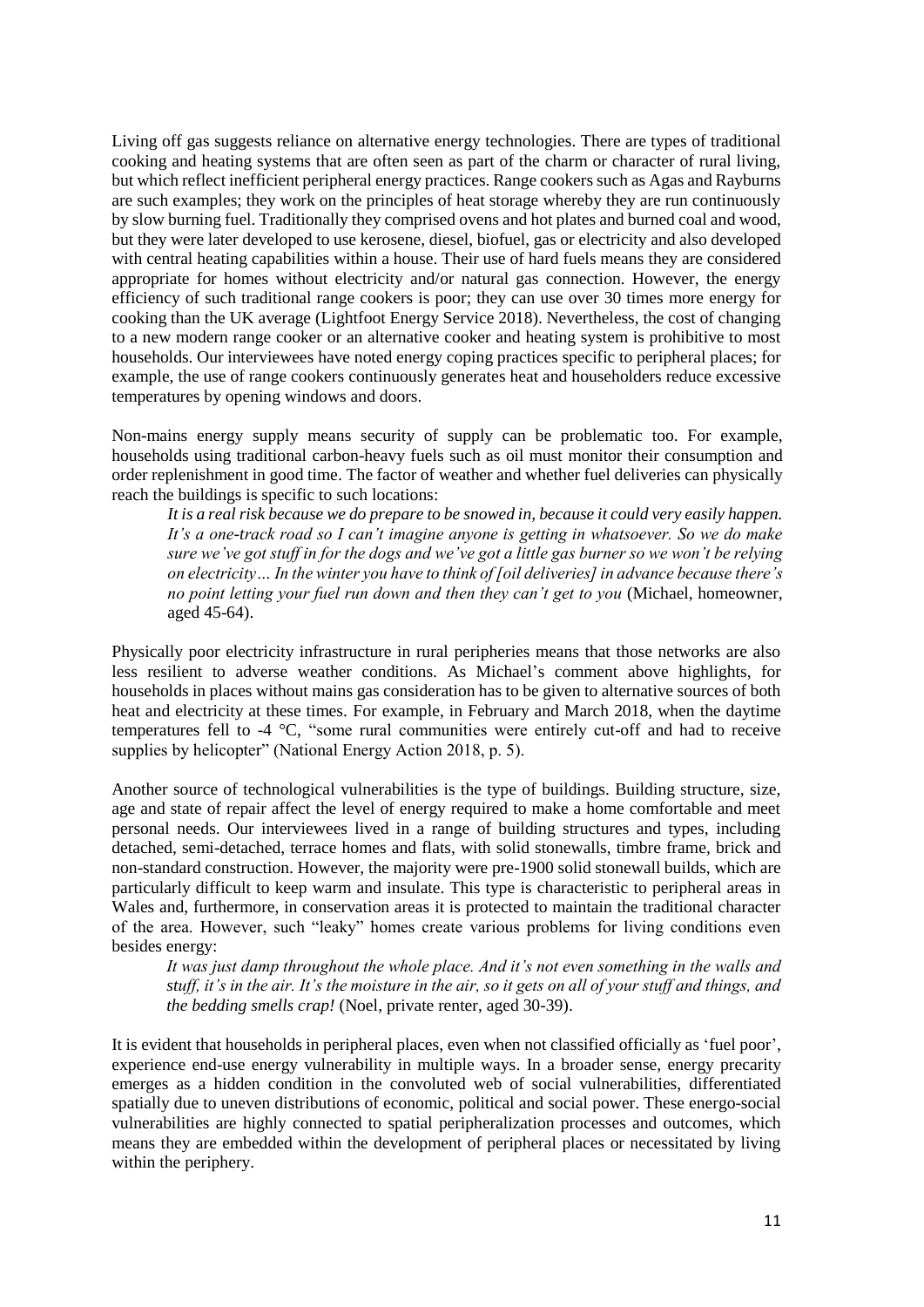Living off gas suggests reliance on alternative energy technologies. There are types of traditional cooking and heating systems that are often seen as part of the charm or character of rural living, but which reflect inefficient peripheral energy practices. Range cookers such as Agas and Rayburns are such examples; they work on the principles of heat storage whereby they are run continuously by slow burning fuel. Traditionally they comprised ovens and hot plates and burned coal and wood, but they were later developed to use kerosene, diesel, biofuel, gas or electricity and also developed with central heating capabilities within a house. Their use of hard fuels means they are considered appropriate for homes without electricity and/or natural gas connection. However, the energy efficiency of such traditional range cookers is poor; they can use over 30 times more energy for cooking than the UK average (Lightfoot Energy Service 2018). Nevertheless, the cost of changing to a new modern range cooker or an alternative cooker and heating system is prohibitive to most households. Our interviewees have noted energy coping practices specific to peripheral places; for example, the use of range cookers continuously generates heat and householders reduce excessive temperatures by opening windows and doors.

Non-mains energy supply means security of supply can be problematic too. For example, households using traditional carbon-heavy fuels such as oil must monitor their consumption and order replenishment in good time. The factor of weather and whether fuel deliveries can physically reach the buildings is specific to such locations:

> *It is a real risk because we do prepare to be snowed in, because it could very easily happen. It's a one-track road so I can't imagine anyone is getting in whatsoever. So we do make sure we've got stuff in for the dogs and we've got a little gas burner so we won't be relying on electricity… In the winter you have to think of [oil deliveries] in advance because there's no point letting your fuel run down and then they can't get to you* (Michael, homeowner, aged 45-64).

Physically poor electricity infrastructure in rural peripheries means that those networks are also less resilient to adverse weather conditions. As Michael's comment above highlights, for households in places without mains gas consideration has to be given to alternative sources of both heat and electricity at these times. For example, in February and March 2018, when the daytime temperatures fell to -4 °C, "some rural communities were entirely cut-off and had to receive supplies by helicopter" (National Energy Action 2018, p. 5).

Another source of technological vulnerabilities is the type of buildings. Building structure, size, age and state of repair affect the level of energy required to make a home comfortable and meet personal needs. Our interviewees lived in a range of building structures and types, including detached, semi-detached, terrace homes and flats, with solid stonewalls, timbre frame, brick and non-standard construction. However, the majority were pre-1900 solid stonewall builds, which are particularly difficult to keep warm and insulate. This type is characteristic to peripheral areas in Wales and, furthermore, in conservation areas it is protected to maintain the traditional character of the area. However, such "leaky" homes create various problems for living conditions even besides energy:

> *It was just damp throughout the whole place. And it's not even something in the walls and stuff, it's in the air. It's the moisture in the air, so it gets on all of your stuff and things, and the bedding smells crap!* (Noel, private renter, aged 30-39).

It is evident that households in peripheral places, even when not classified officially as 'fuel poor', experience end-use energy vulnerability in multiple ways. In a broader sense, energy precarity emerges as a hidden condition in the convoluted web of social vulnerabilities, differentiated spatially due to uneven distributions of economic, political and social power. These energo-social vulnerabilities are highly connected to spatial peripheralization processes and outcomes, which means they are embedded within the development of peripheral places or necessitated by living within the periphery.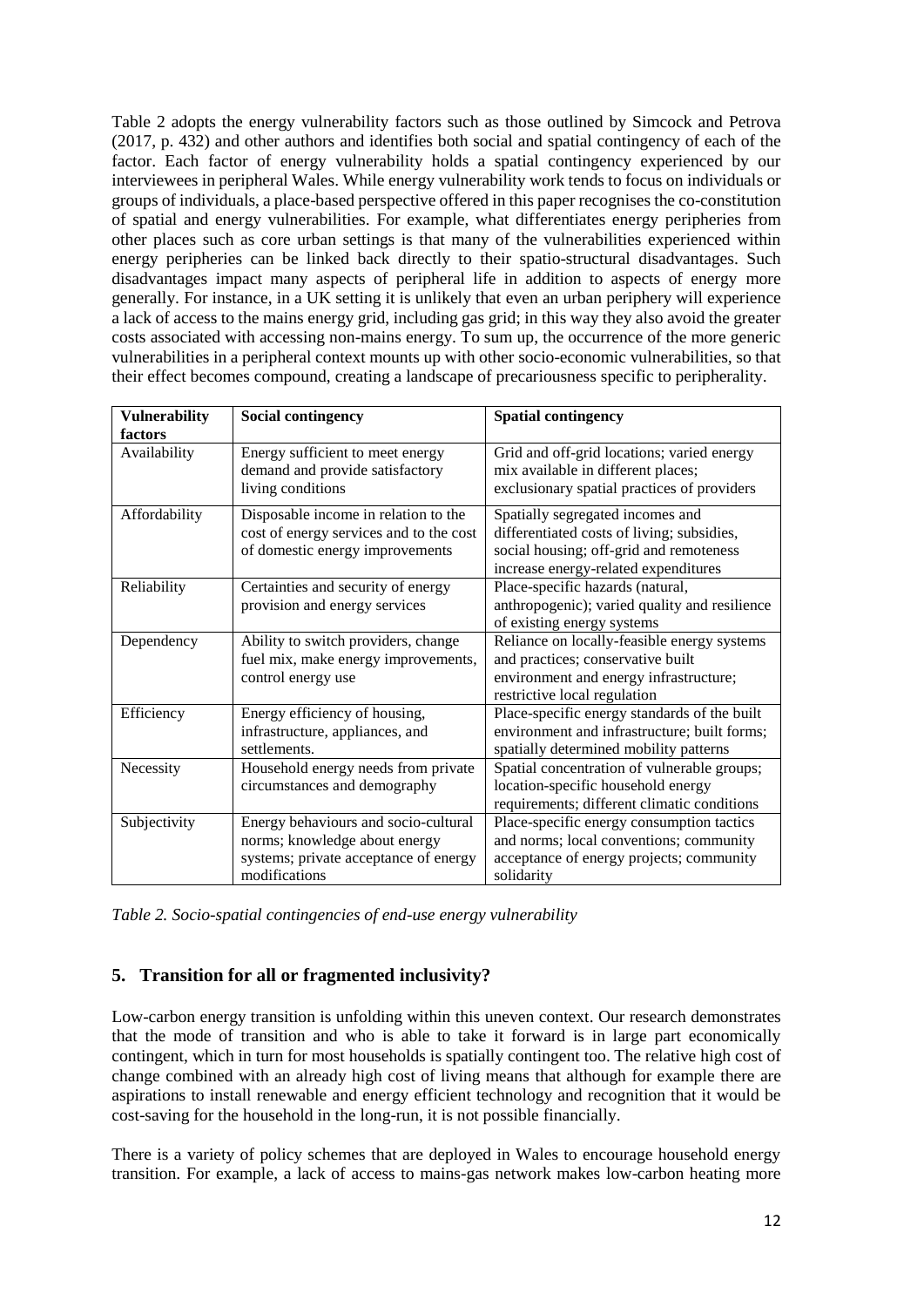Table 2 adopts the energy vulnerability factors such as those outlined by Simcock and Petrova (2017, p. 432) and other authors and identifies both social and spatial contingency of each of the factor. Each factor of energy vulnerability holds a spatial contingency experienced by our interviewees in peripheral Wales. While energy vulnerability work tends to focus on individuals or groups of individuals, a place-based perspective offered in this paper recognises the co-constitution of spatial and energy vulnerabilities. For example, what differentiates energy peripheries from other places such as core urban settings is that many of the vulnerabilities experienced within energy peripheries can be linked back directly to their spatio-structural disadvantages. Such disadvantages impact many aspects of peripheral life in addition to aspects of energy more generally. For instance, in a UK setting it is unlikely that even an urban periphery will experience a lack of access to the mains energy grid, including gas grid; in this way they also avoid the greater costs associated with accessing non-mains energy. To sum up, the occurrence of the more generic vulnerabilities in a peripheral context mounts up with other socio-economic vulnerabilities, so that their effect becomes compound, creating a landscape of precariousness specific to peripherality.

| Vulnerability factors | Social contingency | Spatial contingency |
|---|---|---|
| Availability | Energy sufficient to meet energy demand and provide satisfactory living conditions | Grid and off-grid locations; varied energy mix available in different places; exclusionary spatial practices of providers |
| Affordability | Disposable income in relation to the cost of energy services and to the cost of domestic energy improvements | Spatially segregated incomes and differentiated costs of living; subsidies, social housing; off-grid and remoteness increase energy-related expenditures |
| Reliability | Certainties and security of energy provision and energy services | Place-specific hazards (natural, anthropogenic); varied quality and resilience of existing energy systems |
| Dependency | Ability to switch providers, change fuel mix, make energy improvements, control energy use | Reliance on locally-feasible energy systems and practices; conservative built environment and energy infrastructure; restrictive local regulation |
| Efficiency | Energy efficiency of housing, infrastructure, appliances, and settlements. | Place-specific energy standards of the built environment and infrastructure; built forms; spatially determined mobility patterns |
| Necessity | Household energy needs from private circumstances and demography | Spatial concentration of vulnerable groups; location-specific household energy requirements; different climatic conditions |
| Subjectivity | Energy behaviours and socio-cultural norms; knowledge about energy systems; private acceptance of energy modifications | Place-specific energy consumption tactics and norms; local conventions; community acceptance of energy projects; community solidarity |

*Table 2. Socio-spatial contingencies of end-use energy vulnerability*

## 5. Transition for all or fragmented inclusivity?

Low-carbon energy transition is unfolding within this uneven context. Our research demonstrates that the mode of transition and who is able to take it forward is in large part economically contingent, which in turn for most households is spatially contingent too. The relative high cost of change combined with an already high cost of living means that although for example there are aspirations to install renewable and energy efficient technology and recognition that it would be cost-saving for the household in the long-run, it is not possible financially.

There is a variety of policy schemes that are deployed in Wales to encourage household energy transition. For example, a lack of access to mains-gas network makes low-carbon heating more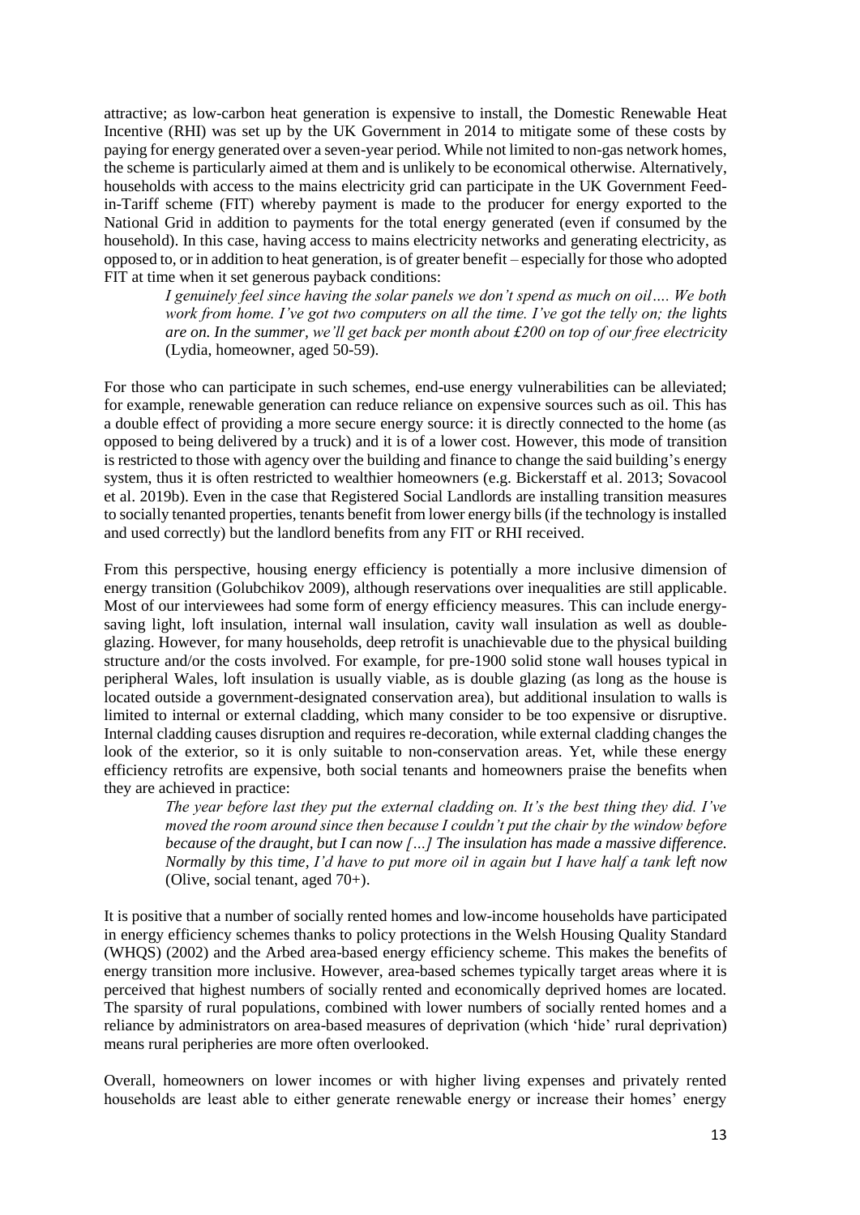attractive; as low-carbon heat generation is expensive to install, the Domestic Renewable Heat Incentive (RHI) was set up by the UK Government in 2014 to mitigate some of these costs by paying for energy generated over a seven-year period. While not limited to non-gas network homes, the scheme is particularly aimed at them and is unlikely to be economical otherwise. Alternatively, households with access to the mains electricity grid can participate in the UK Government Feed-in-Tariff scheme (FIT) whereby payment is made to the producer for energy exported to the National Grid in addition to payments for the total energy generated (even if consumed by the household). In this case, having access to mains electricity networks and generating electricity, as opposed to, or in addition to heat generation, is of greater benefit – especially for those who adopted FIT at time when it set generous payback conditions:

> *I genuinely feel since having the solar panels we don't spend as much on oil…. We both work from home. I've got two computers on all the time. I've got the telly on; the lights are on. In the summer, we'll get back per month about £200 on top of our free electricity* (Lydia, homeowner, aged 50-59).

For those who can participate in such schemes, end-use energy vulnerabilities can be alleviated; for example, renewable generation can reduce reliance on expensive sources such as oil. This has a double effect of providing a more secure energy source: it is directly connected to the home (as opposed to being delivered by a truck) and it is of a lower cost. However, this mode of transition is restricted to those with agency over the building and finance to change the said building's energy system, thus it is often restricted to wealthier homeowners (e.g. Bickerstaff et al. 2013; Sovacool et al. 2019b). Even in the case that Registered Social Landlords are installing transition measures to socially tenanted properties, tenants benefit from lower energy bills (if the technology is installed and used correctly) but the landlord benefits from any FIT or RHI received.

From this perspective, housing energy efficiency is potentially a more inclusive dimension of energy transition (Golubchikov 2009), although reservations over inequalities are still applicable. Most of our interviewees had some form of energy efficiency measures. This can include energy-saving light, loft insulation, internal wall insulation, cavity wall insulation as well as double-glazing. However, for many households, deep retrofit is unachievable due to the physical building structure and/or the costs involved. For example, for pre-1900 solid stone wall houses typical in peripheral Wales, loft insulation is usually viable, as is double glazing (as long as the house is located outside a government-designated conservation area), but additional insulation to walls is limited to internal or external cladding, which many consider to be too expensive or disruptive. Internal cladding causes disruption and requires re-decoration, while external cladding changes the look of the exterior, so it is only suitable to non-conservation areas. Yet, while these energy efficiency retrofits are expensive, both social tenants and homeowners praise the benefits when they are achieved in practice:

> *The year before last they put the external cladding on. It's the best thing they did. I've moved the room around since then because I couldn't put the chair by the window before because of the draught, but I can now […] The insulation has made a massive difference. Normally by this time, I'd have to put more oil in again but I have half a tank left now* (Olive, social tenant, aged 70+).

It is positive that a number of socially rented homes and low-income households have participated in energy efficiency schemes thanks to policy protections in the Welsh Housing Quality Standard (WHQS) (2002) and the Arbed area-based energy efficiency scheme. This makes the benefits of energy transition more inclusive. However, area-based schemes typically target areas where it is perceived that highest numbers of socially rented and economically deprived homes are located. The sparsity of rural populations, combined with lower numbers of socially rented homes and a reliance by administrators on area-based measures of deprivation (which 'hide' rural deprivation) means rural peripheries are more often overlooked.

Overall, homeowners on lower incomes or with higher living expenses and privately rented households are least able to either generate renewable energy or increase their homes' energy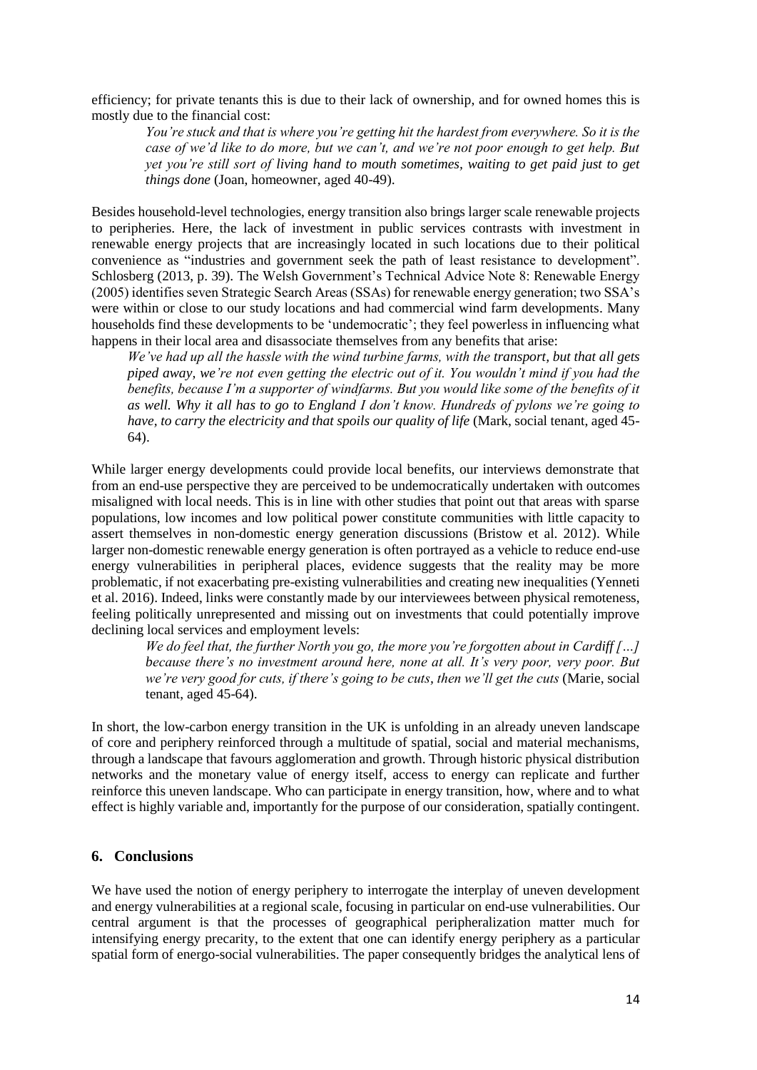efficiency; for private tenants this is due to their lack of ownership, and for owned homes this is mostly due to the financial cost:

> *You're stuck and that is where you're getting hit the hardest from everywhere. So it is the case of we'd like to do more, but we can't, and we're not poor enough to get help. But yet you're still sort of living hand to mouth sometimes, waiting to get paid just to get things done* (Joan, homeowner, aged 40-49).

Besides household-level technologies, energy transition also brings larger scale renewable projects to peripheries. Here, the lack of investment in public services contrasts with investment in renewable energy projects that are increasingly located in such locations due to their political convenience as "industries and government seek the path of least resistance to development". Schlosberg (2013, p. 39). The Welsh Government's Technical Advice Note 8: Renewable Energy (2005) identifies seven Strategic Search Areas (SSAs) for renewable energy generation; two SSA's were within or close to our study locations and had commercial wind farm developments. Many households find these developments to be 'undemocratic'; they feel powerless in influencing what happens in their local area and disassociate themselves from any benefits that arise:

> *We've had up all the hassle with the wind turbine farms, with the transport, but that all gets piped away, we're not even getting the electric out of it. You wouldn't mind if you had the benefits, because I'm a supporter of windfarms. But you would like some of the benefits of it as well. Why it all has to go to England I don't know. Hundreds of pylons we're going to have, to carry the electricity and that spoils our quality of life* (Mark, social tenant, aged 45-64).

While larger energy developments could provide local benefits, our interviews demonstrate that from an end-use perspective they are perceived to be undemocratically undertaken with outcomes misaligned with local needs. This is in line with other studies that point out that areas with sparse populations, low incomes and low political power constitute communities with little capacity to assert themselves in non-domestic energy generation discussions (Bristow et al. 2012). While larger non-domestic renewable energy generation is often portrayed as a vehicle to reduce end-use energy vulnerabilities in peripheral places, evidence suggests that the reality may be more problematic, if not exacerbating pre-existing vulnerabilities and creating new inequalities (Yenneti et al. 2016). Indeed, links were constantly made by our interviewees between physical remoteness, feeling politically unrepresented and missing out on investments that could potentially improve declining local services and employment levels:

> *We do feel that, the further North you go, the more you're forgotten about in Cardiff […] because there's no investment around here, none at all. It's very poor, very poor. But we're very good for cuts, if there's going to be cuts, then we'll get the cuts* (Marie, social tenant, aged 45-64).

In short, the low-carbon energy transition in the UK is unfolding in an already uneven landscape of core and periphery reinforced through a multitude of spatial, social and material mechanisms, through a landscape that favours agglomeration and growth. Through historic physical distribution networks and the monetary value of energy itself, access to energy can replicate and further reinforce this uneven landscape. Who can participate in energy transition, how, where and to what effect is highly variable and, importantly for the purpose of our consideration, spatially contingent.

## 6. Conclusions

We have used the notion of energy periphery to interrogate the interplay of uneven development and energy vulnerabilities at a regional scale, focusing in particular on end-use vulnerabilities. Our central argument is that the processes of geographical peripheralization matter much for intensifying energy precarity, to the extent that one can identify energy periphery as a particular spatial form of energo-social vulnerabilities. The paper consequently bridges the analytical lens of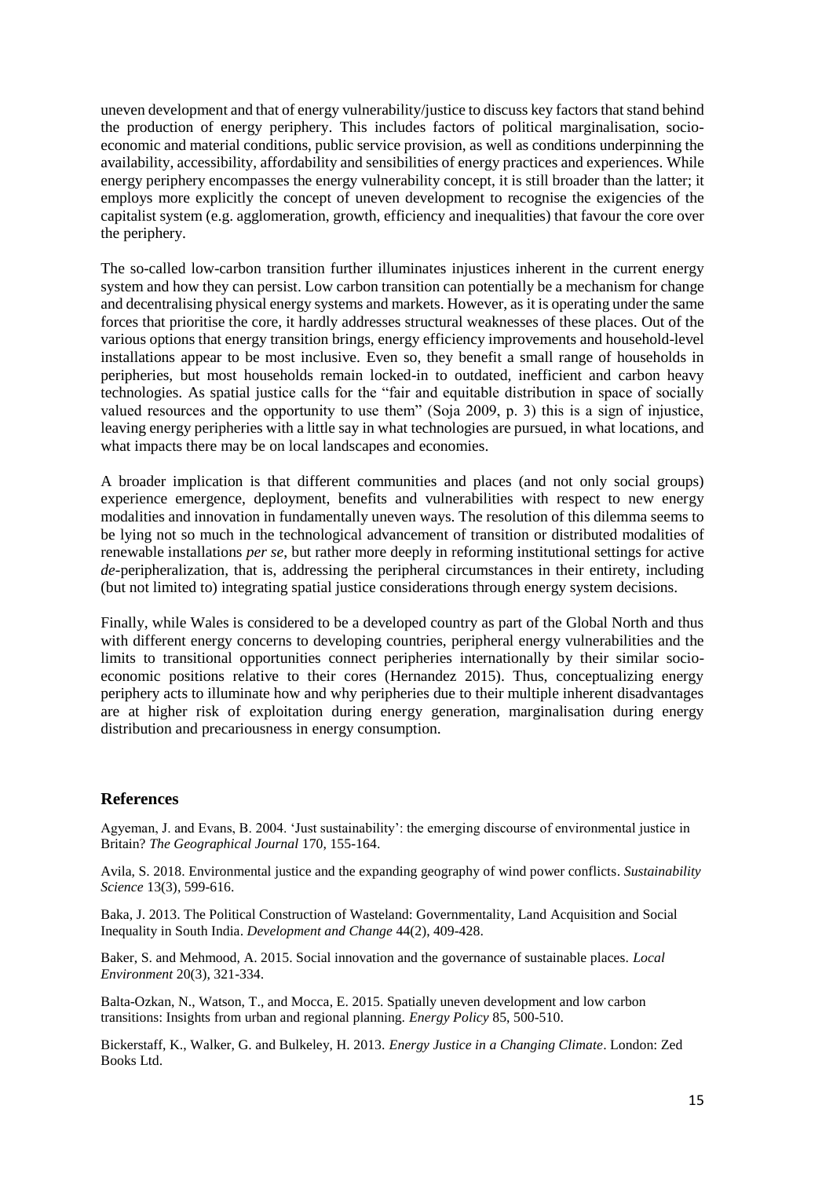uneven development and that of energy vulnerability/justice to discuss key factors that stand behind the production of energy periphery. This includes factors of political marginalisation, socio-economic and material conditions, public service provision, as well as conditions underpinning the availability, accessibility, affordability and sensibilities of energy practices and experiences. While energy periphery encompasses the energy vulnerability concept, it is still broader than the latter; it employs more explicitly the concept of uneven development to recognise the exigencies of the capitalist system (e.g. agglomeration, growth, efficiency and inequalities) that favour the core over the periphery.

The so-called low-carbon transition further illuminates injustices inherent in the current energy system and how they can persist. Low carbon transition can potentially be a mechanism for change and decentralising physical energy systems and markets. However, as it is operating under the same forces that prioritise the core, it hardly addresses structural weaknesses of these places. Out of the various options that energy transition brings, energy efficiency improvements and household-level installations appear to be most inclusive. Even so, they benefit a small range of households in peripheries, but most households remain locked-in to outdated, inefficient and carbon heavy technologies. As spatial justice calls for the "fair and equitable distribution in space of socially valued resources and the opportunity to use them" (Soja 2009, p. 3) this is a sign of injustice, leaving energy peripheries with a little say in what technologies are pursued, in what locations, and what impacts there may be on local landscapes and economies.

A broader implication is that different communities and places (and not only social groups) experience emergence, deployment, benefits and vulnerabilities with respect to new energy modalities and innovation in fundamentally uneven ways. The resolution of this dilemma seems to be lying not so much in the technological advancement of transition or distributed modalities of renewable installations *per se*, but rather more deeply in reforming institutional settings for active *de*-peripheralization, that is, addressing the peripheral circumstances in their entirety, including (but not limited to) integrating spatial justice considerations through energy system decisions.

Finally, while Wales is considered to be a developed country as part of the Global North and thus with different energy concerns to developing countries, peripheral energy vulnerabilities and the limits to transitional opportunities connect peripheries internationally by their similar socio-economic positions relative to their cores (Hernandez 2015). Thus, conceptualizing energy periphery acts to illuminate how and why peripheries due to their multiple inherent disadvantages are at higher risk of exploitation during energy generation, marginalisation during energy distribution and precariousness in energy consumption.

## References

Agyeman, J. and Evans, B. 2004. 'Just sustainability': the emerging discourse of environmental justice in Britain? *The Geographical Journal* 170, 155-164.

Avila, S. 2018. Environmental justice and the expanding geography of wind power conflicts. *Sustainability Science* 13(3), 599-616.

Baka, J. 2013. The Political Construction of Wasteland: Governmentality, Land Acquisition and Social Inequality in South India. *Development and Change* 44(2), 409-428.

Baker, S. and Mehmood, A. 2015. Social innovation and the governance of sustainable places. *Local Environment* 20(3), 321-334.

Balta-Ozkan, N., Watson, T., and Mocca, E. 2015. Spatially uneven development and low carbon transitions: Insights from urban and regional planning. *Energy Policy* 85, 500-510.

Bickerstaff, K., Walker, G. and Bulkeley, H. 2013. *Energy Justice in a Changing Climate*. London: Zed Books Ltd.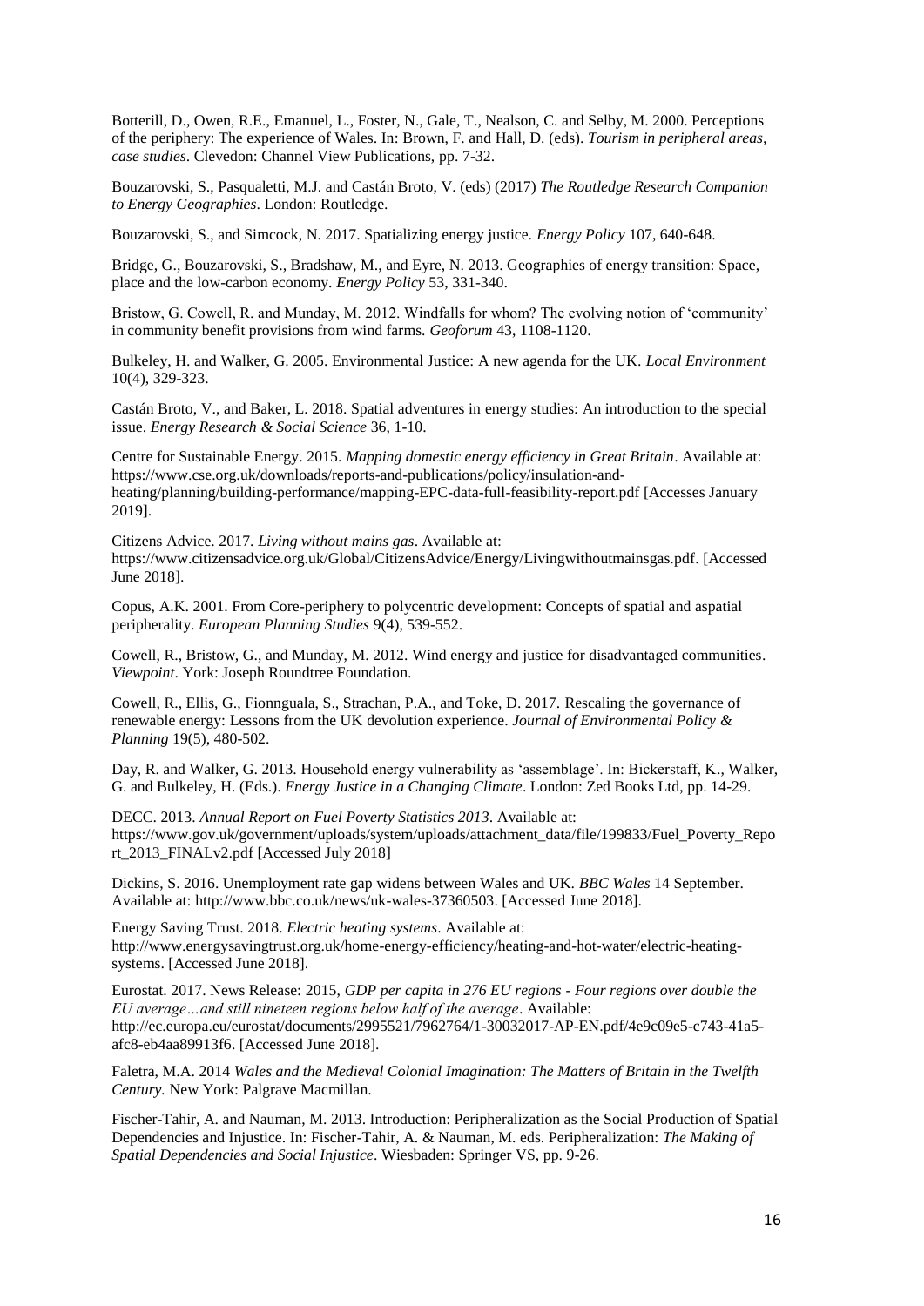Botterill, D., Owen, R.E., Emanuel, L., Foster, N., Gale, T., Nealson, C. and Selby, M. 2000. Perceptions of the periphery: The experience of Wales. In: Brown, F. and Hall, D. (eds). *Tourism in peripheral areas, case studies*. Clevedon: Channel View Publications, pp. 7-32.

Bouzarovski, S., Pasqualetti, M.J. and Castán Broto, V. (eds) (2017) *The Routledge Research Companion to Energy Geographies*. London: Routledge.

Bouzarovski, S., and Simcock, N. 2017. Spatializing energy justice. *Energy Policy* 107, 640-648.

Bridge, G., Bouzarovski, S., Bradshaw, M., and Eyre, N. 2013. Geographies of energy transition: Space, place and the low-carbon economy. *Energy Policy* 53, 331-340.

Bristow, G. Cowell, R. and Munday, M. 2012. Windfalls for whom? The evolving notion of 'community' in community benefit provisions from wind farms. *Geoforum* 43, 1108-1120.

Bulkeley, H. and Walker, G. 2005. Environmental Justice: A new agenda for the UK. *Local Environment* 10(4), 329-323.

Castán Broto, V., and Baker, L. 2018. Spatial adventures in energy studies: An introduction to the special issue. *Energy Research & Social Science* 36, 1-10.

Centre for Sustainable Energy. 2015. *Mapping domestic energy efficiency in Great Britain*. Available at: https://www.cse.org.uk/downloads/reports-and-publications/policy/insulation-and-heating/planning/building-performance/mapping-EPC-data-full-feasibility-report.pdf [Accesses January 2019].

Citizens Advice. 2017. *Living without mains gas*. Available at: https://www.citizensadvice.org.uk/Global/CitizensAdvice/Energy/Livingwithoutmainsgas.pdf. [Accessed June 2018].

Copus, A.K. 2001. From Core-periphery to polycentric development: Concepts of spatial and aspatial peripherality. *European Planning Studies* 9(4), 539-552.

Cowell, R., Bristow, G., and Munday, M. 2012. Wind energy and justice for disadvantaged communities. *Viewpoint*. York: Joseph Roundtree Foundation.

Cowell, R., Ellis, G., Fionnguala, S., Strachan, P.A., and Toke, D. 2017. Rescaling the governance of renewable energy: Lessons from the UK devolution experience. *Journal of Environmental Policy & Planning* 19(5), 480-502.

Day, R. and Walker, G. 2013. Household energy vulnerability as 'assemblage'. In: Bickerstaff, K., Walker, G. and Bulkeley, H. (Eds.). *Energy Justice in a Changing Climate*. London: Zed Books Ltd, pp. 14-29.

DECC. 2013. *Annual Report on Fuel Poverty Statistics 2013*. Available at: https://www.gov.uk/government/uploads/system/uploads/attachment_data/file/199833/Fuel_Poverty_Report_2013_FINALv2.pdf [Accessed July 2018]

Dickins, S. 2016. Unemployment rate gap widens between Wales and UK. *BBC Wales* 14 September. Available at: http://www.bbc.co.uk/news/uk-wales-37360503. [Accessed June 2018].

Energy Saving Trust. 2018. *Electric heating systems*. Available at: http://www.energysavingtrust.org.uk/home-energy-efficiency/heating-and-hot-water/electric-heating-systems. [Accessed June 2018].

Eurostat. 2017. News Release: 2015, *GDP per capita in 276 EU regions - Four regions over double the EU average…and still nineteen regions below half of the average*. Available: http://ec.europa.eu/eurostat/documents/2995521/7962764/1-30032017-AP-EN.pdf/4e9c09e5-c743-41a5-afc8-eb4aa89913f6. [Accessed June 2018].

Faletra, M.A. 2014 *Wales and the Medieval Colonial Imagination: The Matters of Britain in the Twelfth Century.* New York: Palgrave Macmillan.

Fischer-Tahir, A. and Nauman, M. 2013. Introduction: Peripheralization as the Social Production of Spatial Dependencies and Injustice. In: Fischer-Tahir, A. & Nauman, M. eds. Peripheralization: *The Making of Spatial Dependencies and Social Injustice*. Wiesbaden: Springer VS, pp. 9-26.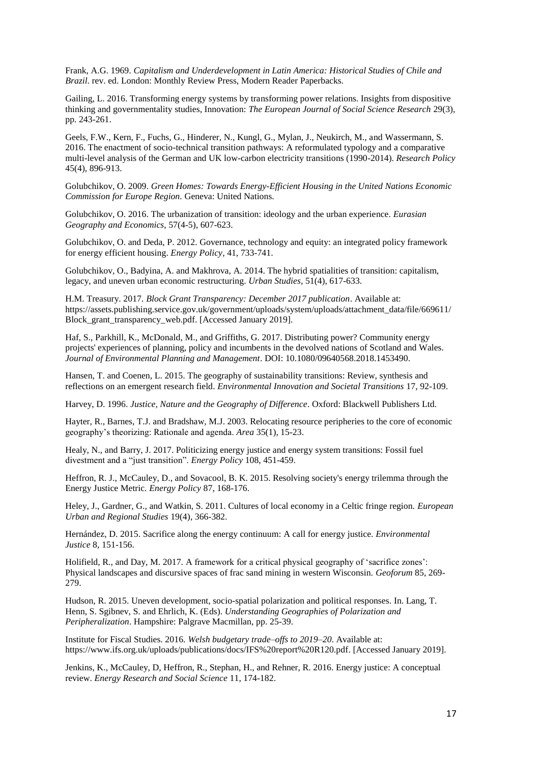Frank, A.G. 1969. *Capitalism and Underdevelopment in Latin America: Historical Studies of Chile and Brazil*. rev. ed. London: Monthly Review Press, Modern Reader Paperbacks.

Gailing, L. 2016. Transforming energy systems by transforming power relations. Insights from dispositive thinking and governmentality studies, Innovation: *The European Journal of Social Science Research* 29(3), pp. 243-261.

Geels, F.W., Kern, F., Fuchs, G., Hinderer, N., Kungl, G., Mylan, J., Neukirch, M., and Wassermann, S. 2016. The enactment of socio-technical transition pathways: A reformulated typology and a comparative multi-level analysis of the German and UK low-carbon electricity transitions (1990-2014). *Research Policy* 45(4), 896-913.

Golubchikov, O. 2009. *Green Homes: Towards Energy-Efficient Housing in the United Nations Economic Commission for Europe Region.* Geneva: United Nations.

Golubchikov, O. 2016. The urbanization of transition: ideology and the urban experience. *Eurasian Geography and Economics*, 57(4-5), 607-623.

Golubchikov, O. and Deda, P. 2012. Governance, technology and equity: an integrated policy framework for energy efficient housing. *Energy Policy*, 41, 733-741.

Golubchikov, O., Badyina, A. and Makhrova, A. 2014. The hybrid spatialities of transition: capitalism, legacy, and uneven urban economic restructuring. *Urban Studies*, 51(4), 617-633.

H.M. Treasury. 2017. *Block Grant Transparency: December 2017 publication*. Available at: https://assets.publishing.service.gov.uk/government/uploads/system/uploads/attachment_data/file/669611/Block_grant_transparency_web.pdf. [Accessed January 2019].

Haf, S., Parkhill, K., McDonald, M., and Griffiths, G. 2017. Distributing power? Community energy projects' experiences of planning, policy and incumbents in the devolved nations of Scotland and Wales. *Journal of Environmental Planning and Management*. DOI: 10.1080/09640568.2018.1453490.

Hansen, T. and Coenen, L. 2015. The geography of sustainability transitions: Review, synthesis and reflections on an emergent research field. *Environmental Innovation and Societal Transitions* 17, 92-109.

Harvey, D. 1996. *Justice, Nature and the Geography of Difference*. Oxford: Blackwell Publishers Ltd.

Hayter, R., Barnes, T.J. and Bradshaw, M.J. 2003. Relocating resource peripheries to the core of economic geography's theorizing: Rationale and agenda. *Area* 35(1), 15-23.

Healy, N., and Barry, J. 2017. Politicizing energy justice and energy system transitions: Fossil fuel divestment and a "just transition". *Energy Policy* 108, 451-459.

Heffron, R. J., McCauley, D., and Sovacool, B. K. 2015. Resolving society's energy trilemma through the Energy Justice Metric. *Energy Policy* 87, 168-176.

Heley, J., Gardner, G., and Watkin, S. 2011. Cultures of local economy in a Celtic fringe region. *European Urban and Regional Studies* 19(4), 366-382.

Hernández, D. 2015. Sacrifice along the energy continuum: A call for energy justice. *Environmental Justice* 8, 151-156.

Holifield, R., and Day, M. 2017. A framework for a critical physical geography of 'sacrifice zones': Physical landscapes and discursive spaces of frac sand mining in western Wisconsin. *Geoforum* 85, 269-279.

Hudson, R. 2015. Uneven development, socio-spatial polarization and political responses. In. Lang, T. Henn, S. Sgibnev, S. and Ehrlich, K. (Eds). *Understanding Geographies of Polarization and Peripheralization*. Hampshire: Palgrave Macmillan, pp. 25-39.

Institute for Fiscal Studies. 2016. *Welsh budgetary trade–offs to 2019–20*. Available at: https://www.ifs.org.uk/uploads/publications/docs/IFS%20report%20R120.pdf. [Accessed January 2019].

Jenkins, K., McCauley, D, Heffron, R., Stephan, H., and Rehner, R. 2016. Energy justice: A conceptual review. *Energy Research and Social Science* 11, 174-182.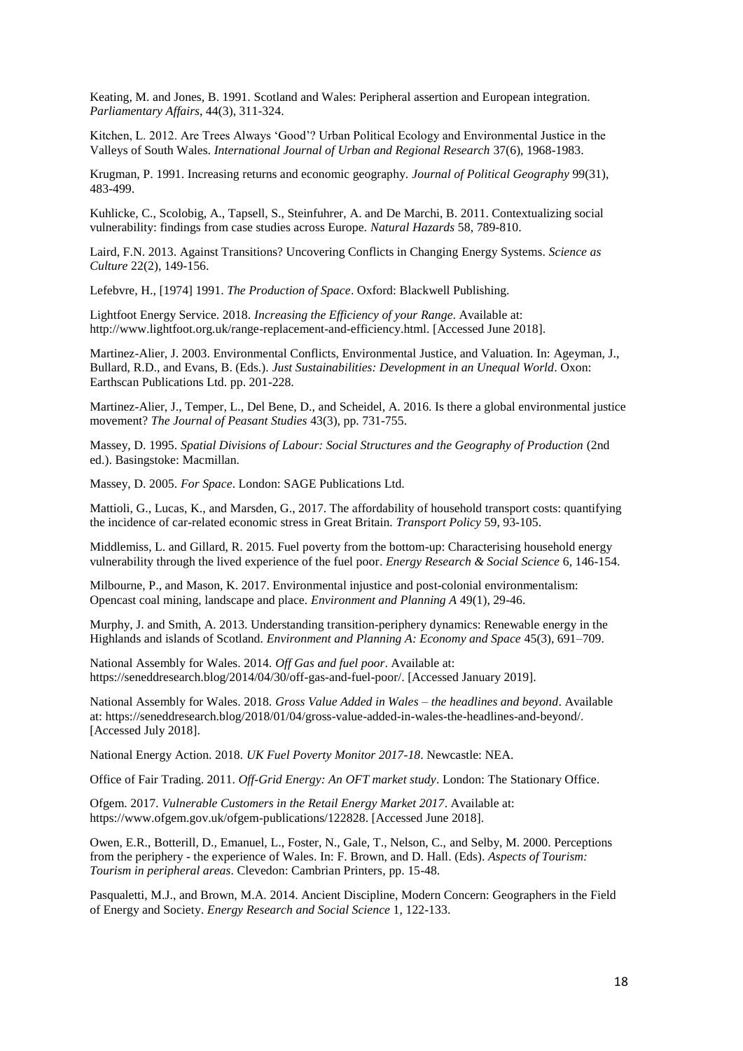Keating, M. and Jones, B. 1991. Scotland and Wales: Peripheral assertion and European integration. *Parliamentary Affairs*, 44(3), 311-324.

Kitchen, L. 2012. Are Trees Always 'Good'? Urban Political Ecology and Environmental Justice in the Valleys of South Wales. *International Journal of Urban and Regional Research* 37(6), 1968-1983.

Krugman, P. 1991. Increasing returns and economic geography. *Journal of Political Geography* 99(31), 483-499.

Kuhlicke, C., Scolobig, A., Tapsell, S., Steinfuhrer, A. and De Marchi, B. 2011. Contextualizing social vulnerability: findings from case studies across Europe. *Natural Hazards* 58, 789-810.

Laird, F.N. 2013. Against Transitions? Uncovering Conflicts in Changing Energy Systems. *Science as Culture* 22(2), 149-156.

Lefebvre, H., [1974] 1991. *The Production of Space*. Oxford: Blackwell Publishing.

Lightfoot Energy Service. 2018. *Increasing the Efficiency of your Range.* Available at: http://www.lightfoot.org.uk/range-replacement-and-efficiency.html. [Accessed June 2018].

Martinez-Alier, J. 2003. Environmental Conflicts, Environmental Justice, and Valuation. In: Ageyman, J., Bullard, R.D., and Evans, B. (Eds.). *Just Sustainabilities: Development in an Unequal World*. Oxon: Earthscan Publications Ltd. pp. 201-228.

Martinez-Alier, J., Temper, L., Del Bene, D., and Scheidel, A. 2016. Is there a global environmental justice movement? *The Journal of Peasant Studies* 43(3), pp. 731-755.

Massey, D. 1995. *Spatial Divisions of Labour: Social Structures and the Geography of Production* (2nd ed.). Basingstoke: Macmillan.

Massey, D. 2005. *For Space*. London: SAGE Publications Ltd.

Mattioli, G., Lucas, K., and Marsden, G., 2017. The affordability of household transport costs: quantifying the incidence of car-related economic stress in Great Britain. *Transport Policy* 59, 93-105.

Middlemiss, L. and Gillard, R. 2015. Fuel poverty from the bottom-up: Characterising household energy vulnerability through the lived experience of the fuel poor. *Energy Research & Social Science* 6, 146-154.

Milbourne, P., and Mason, K. 2017. Environmental injustice and post-colonial environmentalism: Opencast coal mining, landscape and place. *Environment and Planning A* 49(1), 29-46.

Murphy, J. and Smith, A. 2013. Understanding transition-periphery dynamics: Renewable energy in the Highlands and islands of Scotland. *Environment and Planning A: Economy and Space* 45(3), 691–709.

National Assembly for Wales. 2014. *Off Gas and fuel poor*. Available at: https://seneddresearch.blog/2014/04/30/off-gas-and-fuel-poor/. [Accessed January 2019].

National Assembly for Wales. 2018. *Gross Value Added in Wales – the headlines and beyond*. Available at: https://seneddresearch.blog/2018/01/04/gross-value-added-in-wales-the-headlines-and-beyond/. [Accessed July 2018].

National Energy Action. 2018. *UK Fuel Poverty Monitor 2017-18*. Newcastle: NEA.

Office of Fair Trading. 2011. *Off-Grid Energy: An OFT market study*. London: The Stationary Office.

Ofgem. 2017. *Vulnerable Customers in the Retail Energy Market 2017*. Available at: https://www.ofgem.gov.uk/ofgem-publications/122828. [Accessed June 2018].

Owen, E.R., Botterill, D., Emanuel, L., Foster, N., Gale, T., Nelson, C., and Selby, M. 2000. Perceptions from the periphery - the experience of Wales. In: F. Brown, and D. Hall. (Eds). *Aspects of Tourism: Tourism in peripheral areas*. Clevedon: Cambrian Printers, pp. 15-48.

Pasqualetti, M.J., and Brown, M.A. 2014. Ancient Discipline, Modern Concern: Geographers in the Field of Energy and Society. *Energy Research and Social Science* 1, 122-133.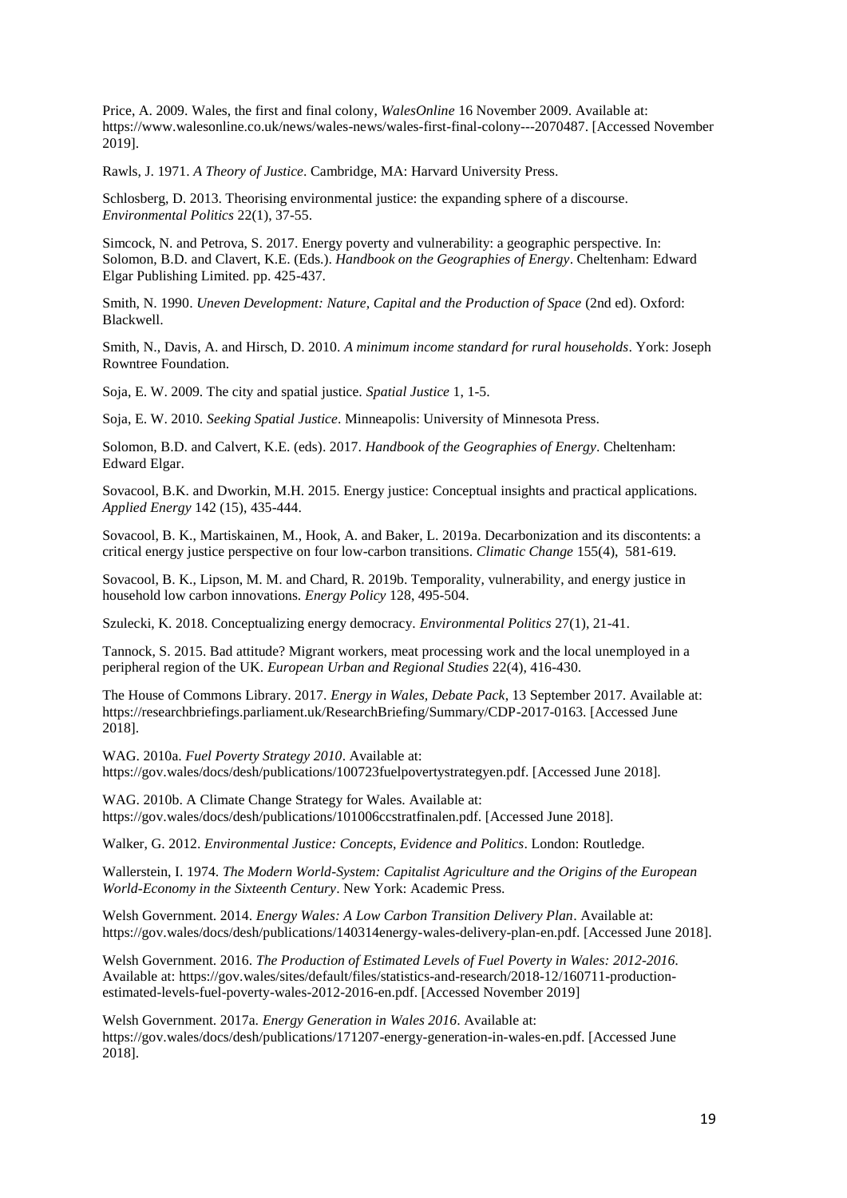Price, A. 2009. Wales, the first and final colony, *WalesOnline* 16 November 2009. Available at: https://www.walesonline.co.uk/news/wales-news/wales-first-final-colony---2070487. [Accessed November 2019].

Rawls, J. 1971. *A Theory of Justice*. Cambridge, MA: Harvard University Press.

Schlosberg, D. 2013. Theorising environmental justice: the expanding sphere of a discourse. *Environmental Politics* 22(1), 37-55.

Simcock, N. and Petrova, S. 2017. Energy poverty and vulnerability: a geographic perspective. In: Solomon, B.D. and Clavert, K.E. (Eds.). *Handbook on the Geographies of Energy*. Cheltenham: Edward Elgar Publishing Limited. pp. 425-437.

Smith, N. 1990. *Uneven Development: Nature, Capital and the Production of Space* (2nd ed). Oxford: Blackwell.

Smith, N., Davis, A. and Hirsch, D. 2010. *A minimum income standard for rural households*. York: Joseph Rowntree Foundation.

Soja, E. W. 2009. The city and spatial justice. *Spatial Justice* 1, 1-5.

Soja, E. W. 2010. *Seeking Spatial Justice*. Minneapolis: University of Minnesota Press.

Solomon, B.D. and Calvert, K.E. (eds). 2017. *Handbook of the Geographies of Energy*. Cheltenham: Edward Elgar.

Sovacool, B.K. and Dworkin, M.H. 2015. Energy justice: Conceptual insights and practical applications. *Applied Energy* 142 (15), 435-444.

Sovacool, B. K., Martiskainen, M., Hook, A. and Baker, L. 2019a. Decarbonization and its discontents: a critical energy justice perspective on four low-carbon transitions. *Climatic Change* 155(4), 581-619.

Sovacool, B. K., Lipson, M. M. and Chard, R. 2019b. Temporality, vulnerability, and energy justice in household low carbon innovations. *Energy Policy* 128, 495-504.

Szulecki, K. 2018. Conceptualizing energy democracy. *Environmental Politics* 27(1), 21-41.

Tannock, S. 2015. Bad attitude? Migrant workers, meat processing work and the local unemployed in a peripheral region of the UK. *European Urban and Regional Studies* 22(4), 416-430.

The House of Commons Library. 2017. *Energy in Wales, Debate Pack*, 13 September 2017. Available at: https://researchbriefings.parliament.uk/ResearchBriefing/Summary/CDP-2017-0163. [Accessed June 2018].

WAG. 2010a. *Fuel Poverty Strategy 2010*. Available at: https://gov.wales/docs/desh/publications/100723fuelpovertystrategyen.pdf. [Accessed June 2018].

WAG. 2010b. A Climate Change Strategy for Wales. Available at: https://gov.wales/docs/desh/publications/101006ccstratfinalen.pdf. [Accessed June 2018].

Walker, G. 2012. *Environmental Justice: Concepts, Evidence and Politics*. London: Routledge.

Wallerstein, I. 1974. *The Modern World-System: Capitalist Agriculture and the Origins of the European World-Economy in the Sixteenth Century*. New York: Academic Press.

Welsh Government. 2014. *Energy Wales: A Low Carbon Transition Delivery Plan*. Available at: https://gov.wales/docs/desh/publications/140314energy-wales-delivery-plan-en.pdf. [Accessed June 2018].

Welsh Government. 2016. *The Production of Estimated Levels of Fuel Poverty in Wales: 2012-2016*. Available at: https://gov.wales/sites/default/files/statistics-and-research/2018-12/160711-production-estimated-levels-fuel-poverty-wales-2012-2016-en.pdf. [Accessed November 2019]

Welsh Government. 2017a. *Energy Generation in Wales 2016*. Available at: https://gov.wales/docs/desh/publications/171207-energy-generation-in-wales-en.pdf. [Accessed June 2018].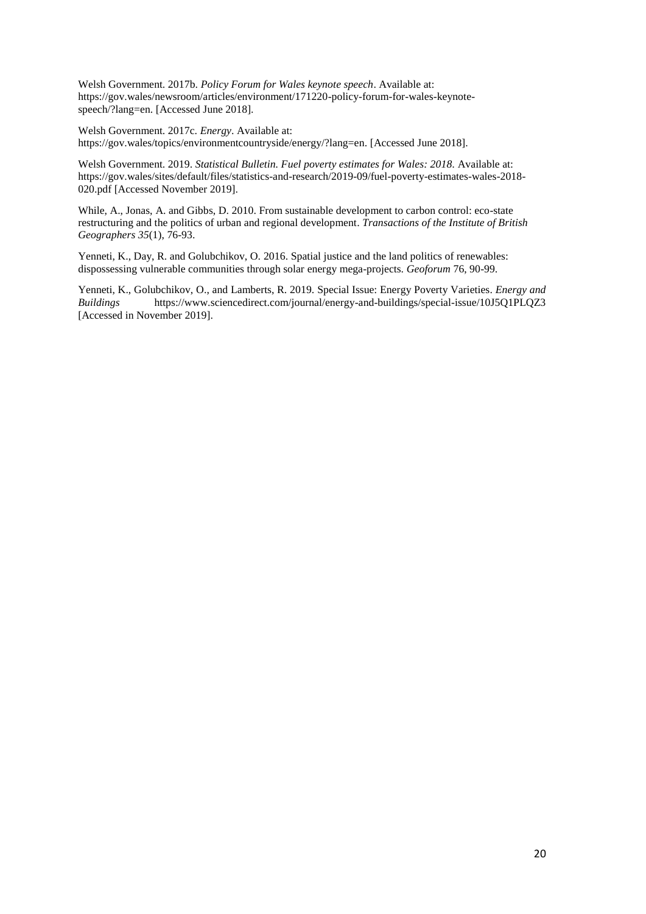Welsh Government. 2017b. *Policy Forum for Wales keynote speech*. Available at: https://gov.wales/newsroom/articles/environment/171220-policy-forum-for-wales-keynote-speech/?lang=en. [Accessed June 2018].

Welsh Government. 2017c. *Energy*. Available at: https://gov.wales/topics/environmentcountryside/energy/?lang=en. [Accessed June 2018].

Welsh Government. 2019. *Statistical Bulletin. Fuel poverty estimates for Wales: 2018.* Available at: https://gov.wales/sites/default/files/statistics-and-research/2019-09/fuel-poverty-estimates-wales-2018-020.pdf [Accessed November 2019].

While, A., Jonas, A. and Gibbs, D. 2010. From sustainable development to carbon control: eco-state restructuring and the politics of urban and regional development. *Transactions of the Institute of British Geographers 35*(1), 76-93.

Yenneti, K., Day, R. and Golubchikov, O. 2016. Spatial justice and the land politics of renewables: dispossessing vulnerable communities through solar energy mega-projects. *Geoforum* 76, 90-99.

Yenneti, K., Golubchikov, O., and Lamberts, R. 2019. Special Issue: Energy Poverty Varieties. *Energy and Buildings* https://www.sciencedirect.com/journal/energy-and-buildings/special-issue/10J5Q1PLQZ3 [Accessed in November 2019].